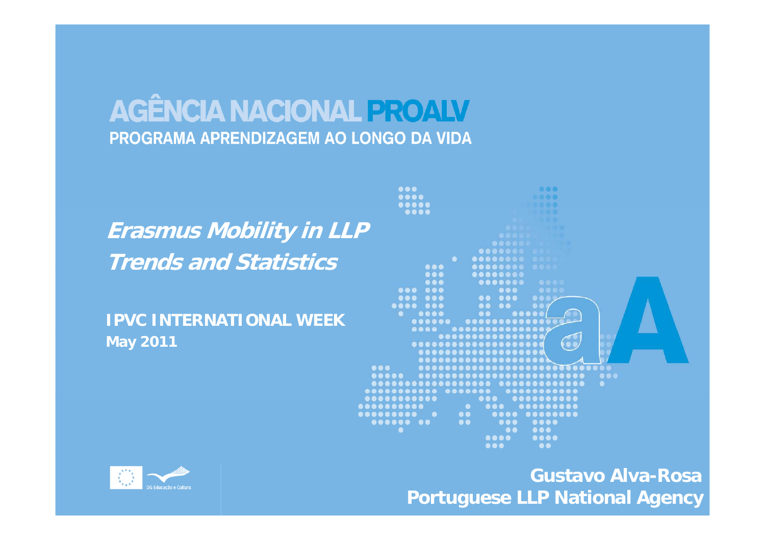AGÊNCIA NACIONAL PROALV

PROGRAMA APRENDIZAGEM AO LONGO DA VIDA

# *Erasmus Mobility in LLP*
# *Trends and Statistics*

**IPVC INTERNATIONAL WEEK**

**May 2011**

DG Educação e Cultura

**Gustavo Alva-Rosa**

**Portuguese LLP National Agency**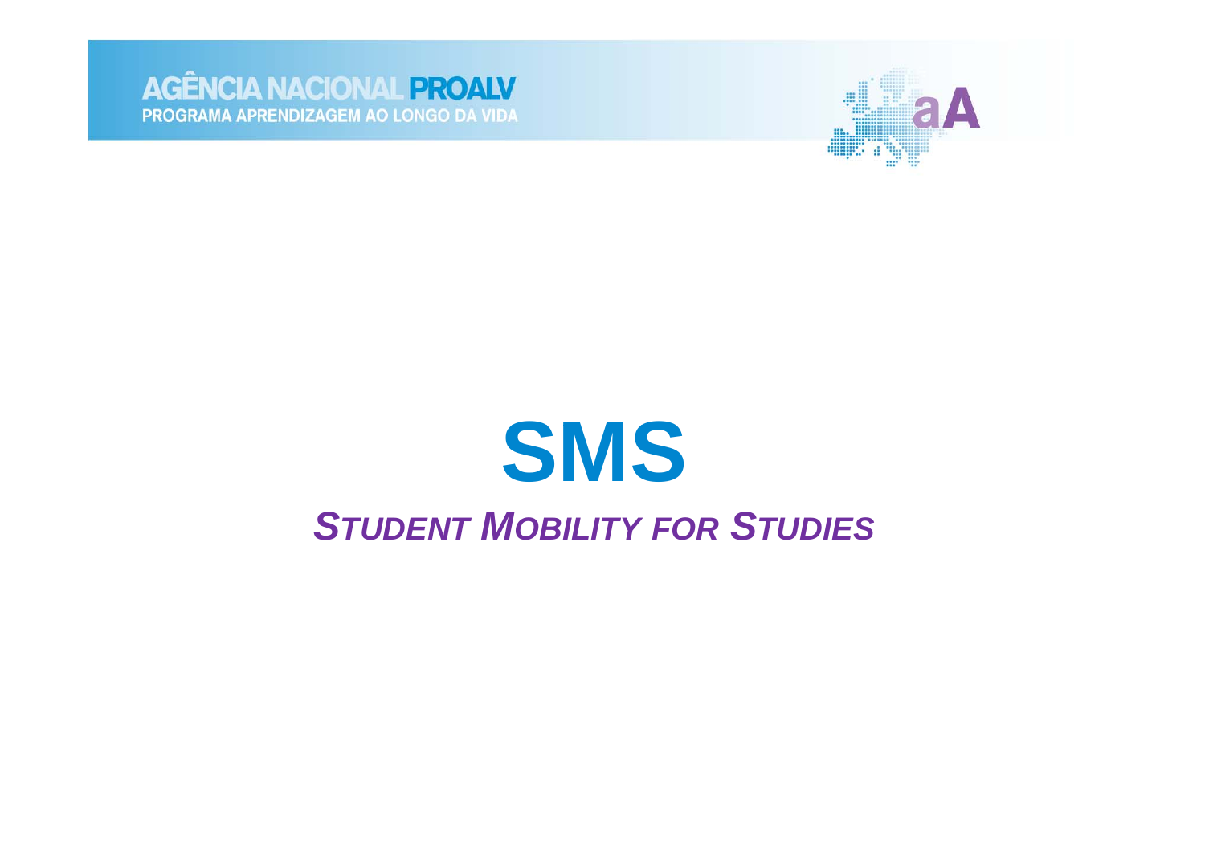# SMS

***STUDENT MOBILITY FOR STUDIES***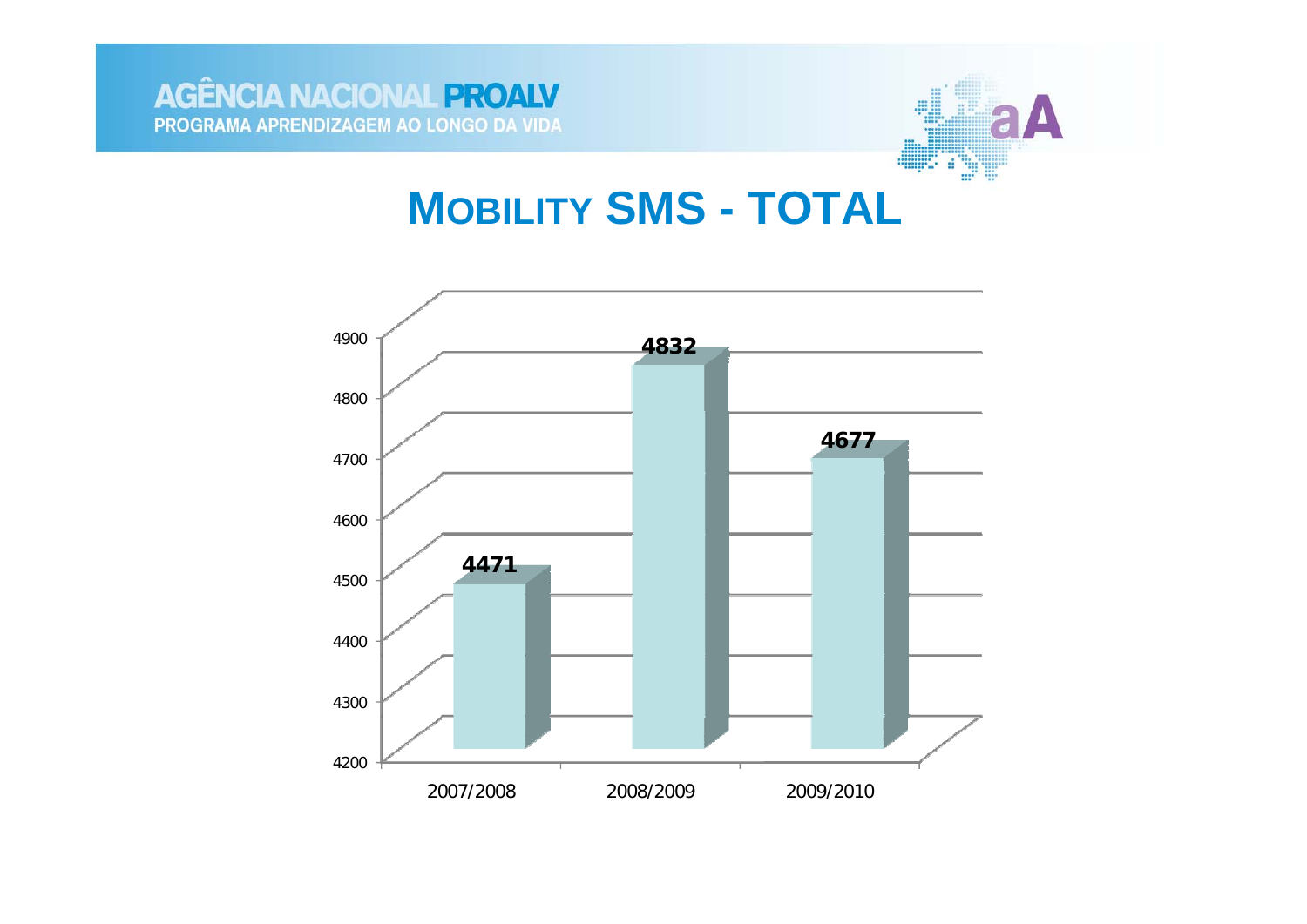# MOBILITY SMS - TOTAL

| | 2007/2008 | 2008/2009 | 2009/2010 |
|---|---|---|---|
| Total | 4471 | 4832 | 4677 |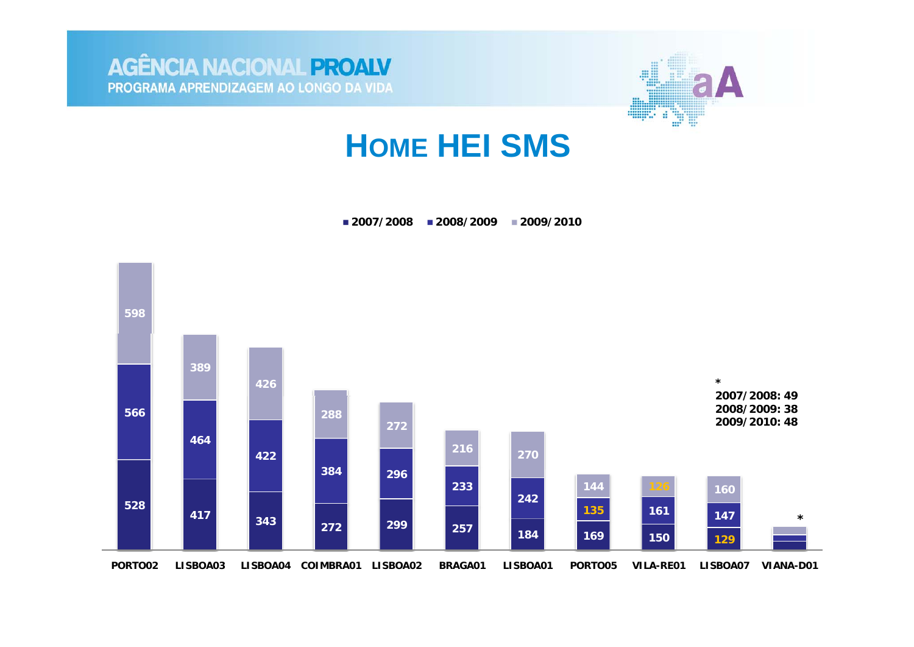# Home HEI SMS

| | 2007/2008 | 2008/2009 | 2009/2010 |
|---|---|---|---|
| PORTO02 | 528 | 566 | 598 |
| LISBOA03 | 417 | 464 | 389 |
| LISBOA04 | 343 | 422 | 426 |
| COIMBRA01 | 272 | 384 | 288 |
| LISBOA02 | 299 | 296 | 272 |
| BRAGA01 | 257 | 233 | 216 |
| LISBOA01 | 184 | 242 | 270 |
| PORTO05 | 169 | 135 | 144 |
| VILA-RE01 | 150 | 161 | 126 |
| LISBOA07 | 129 | 147 | 160 |
| VIANA-D01 | * | * | * |

*
2007/2008: 49
2008/2009: 38
2009/2010: 48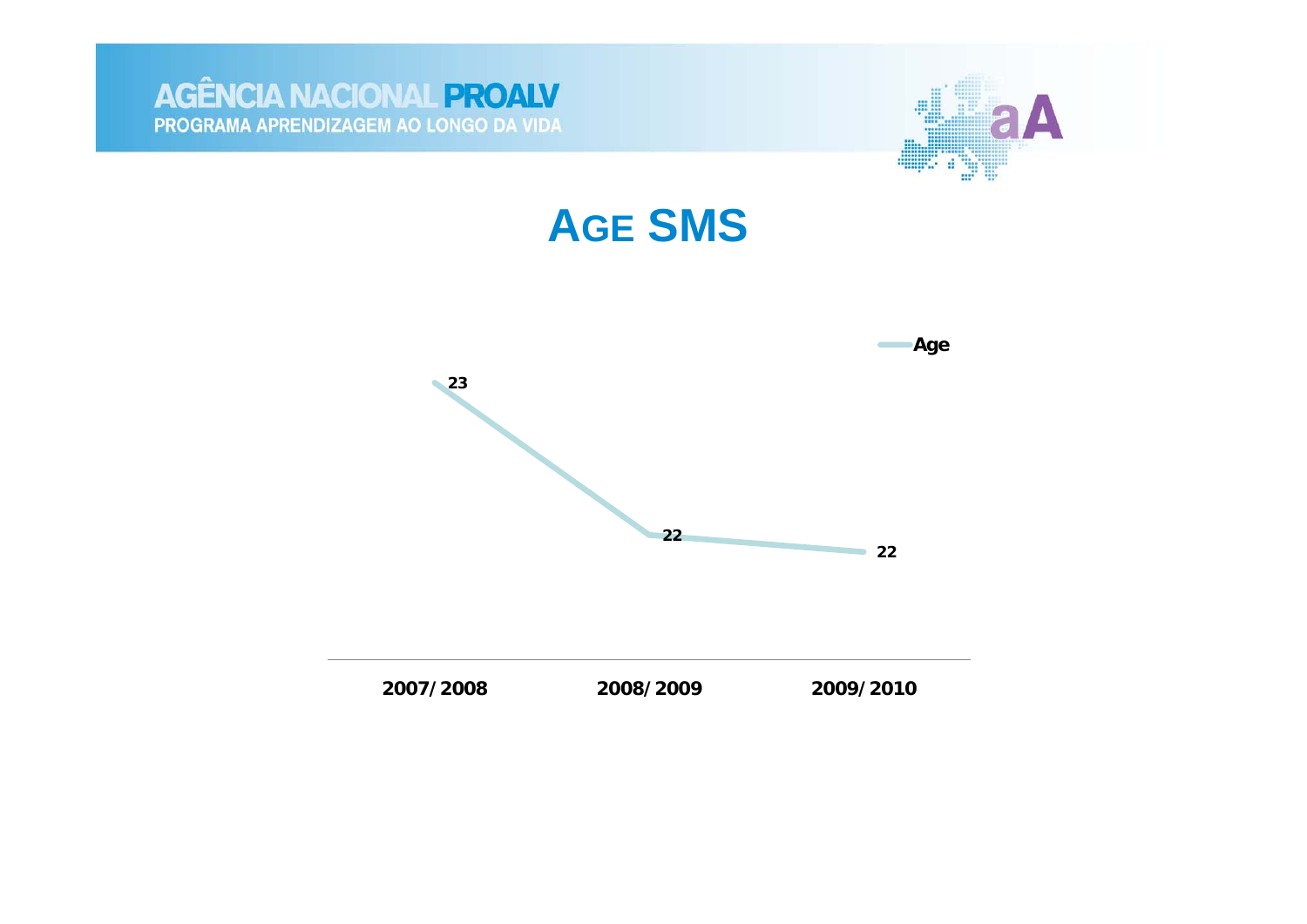# AGE SMS

| | 2007/2008 | 2008/2009 | 2009/2010 |
|---|---|---|---|
| Age | 23 | 22 | 22 |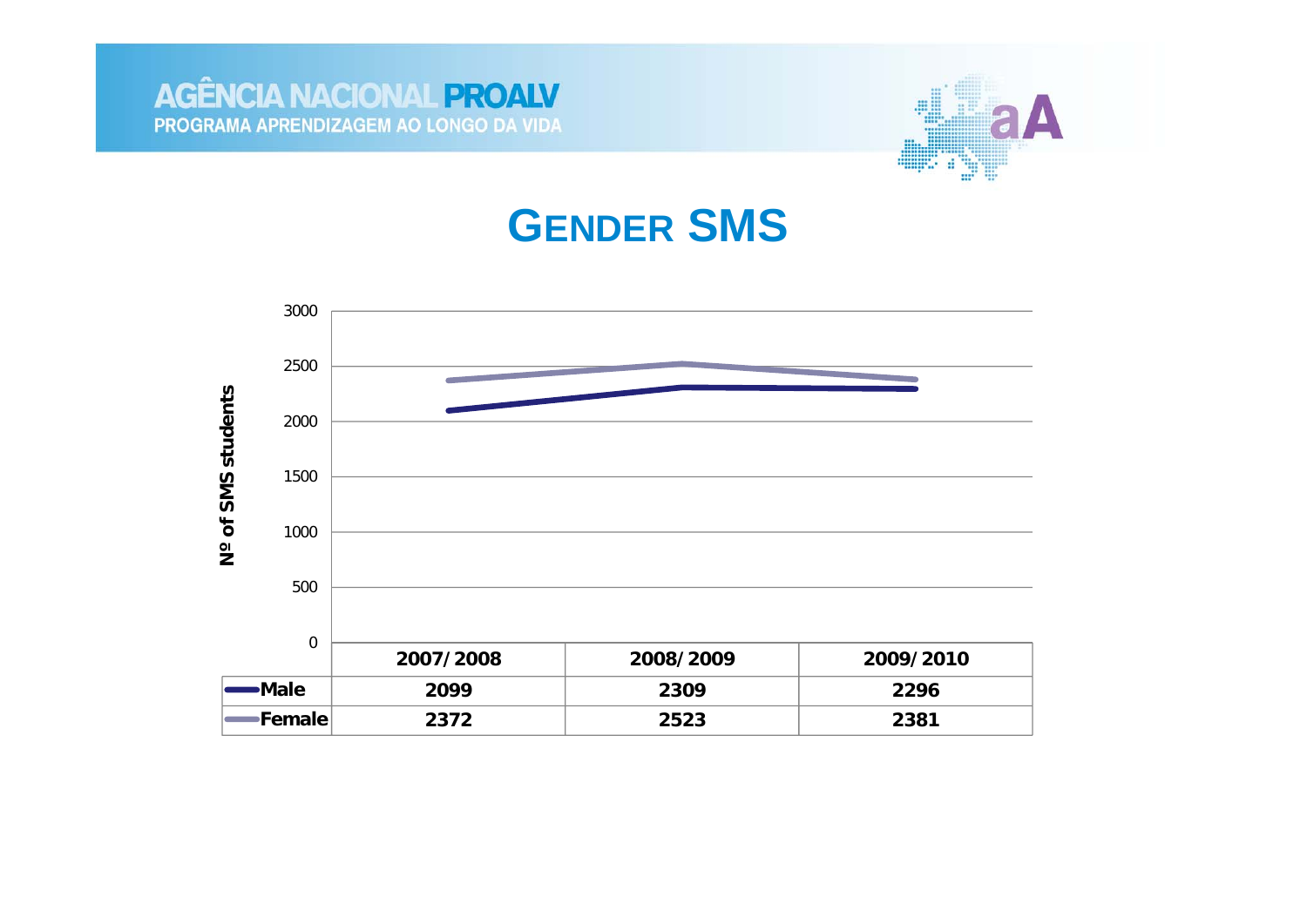# GENDER SMS

Nº of SMS students

| | 2007/2008 | 2008/2009 | 2009/2010 |
|---|---|---|---|
| Male | 2099 | 2309 | 2296 |
| Female | 2372 | 2523 | 2381 |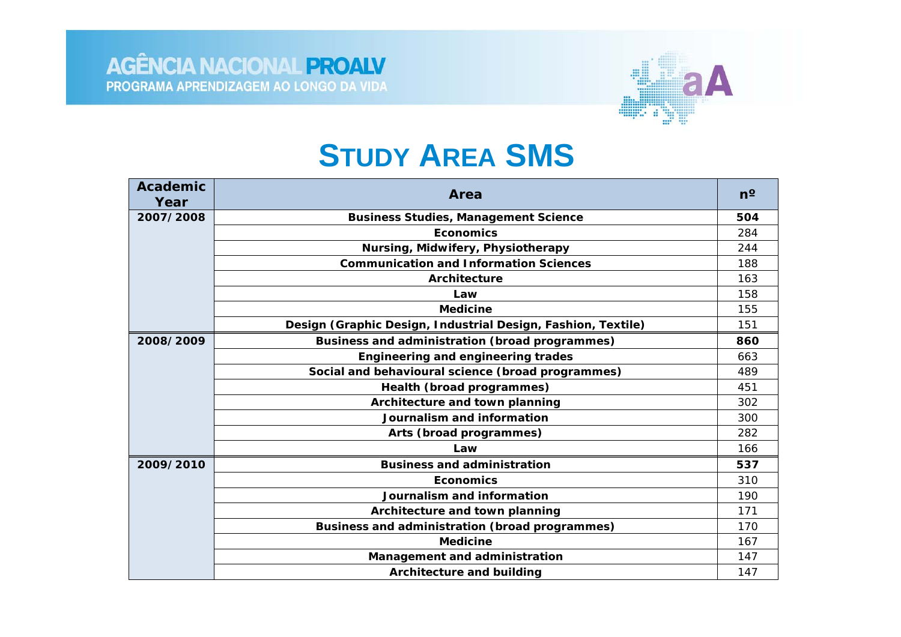# STUDY AREA SMS

| Academic Year | Area | nº |
|---|---|---|
| 2007/2008 | Business Studies, Management Science | **504** |
| | Economics | 284 |
| | Nursing, Midwifery, Physiotherapy | 244 |
| | Communication and Information Sciences | 188 |
| | Architecture | 163 |
| | Law | 158 |
| | Medicine | 155 |
| | Design (Graphic Design, Industrial Design, Fashion, Textile) | 151 |
| 2008/2009 | Business and administration (broad programmes) | **860** |
| | Engineering and engineering trades | 663 |
| | Social and behavioural science (broad programmes) | 489 |
| | Health (broad programmes) | 451 |
| | Architecture and town planning | 302 |
| | Journalism and information | 300 |
| | Arts (broad programmes) | 282 |
| | Law | 166 |
| 2009/2010 | Business and administration | **537** |
| | Economics | 310 |
| | Journalism and information | 190 |
| | Architecture and town planning | 171 |
| | Business and administration (broad programmes) | 170 |
| | Medicine | 167 |
| | Management and administration | 147 |
| | Architecture and building | 147 |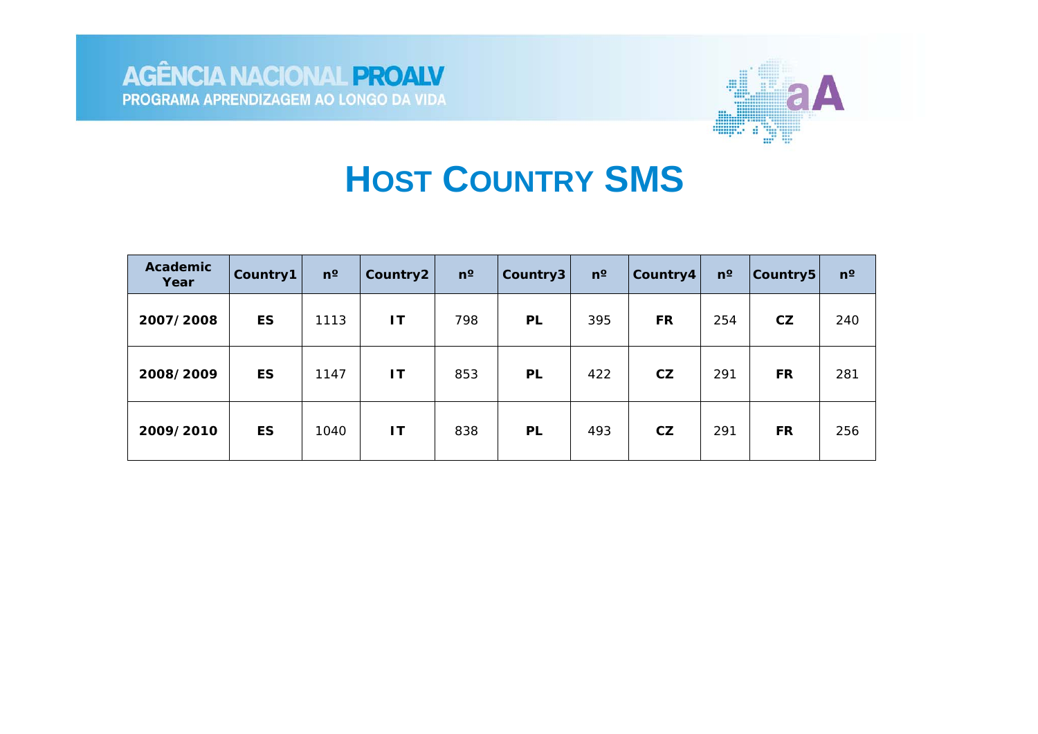# Host Country SMS

| Academic Year | Country1 | nº | Country2 | nº | Country3 | nº | Country4 | nº | Country5 | nº |
|---|---|---|---|---|---|---|---|---|---|---|
| **2007/2008** | **ES** | 1113 | **IT** | 798 | **PL** | 395 | **FR** | 254 | **CZ** | 240 |
| **2008/2009** | **ES** | 1147 | **IT** | 853 | **PL** | 422 | **CZ** | 291 | **FR** | 281 |
| **2009/2010** | **ES** | 1040 | **IT** | 838 | **PL** | 493 | **CZ** | 291 | **FR** | 256 |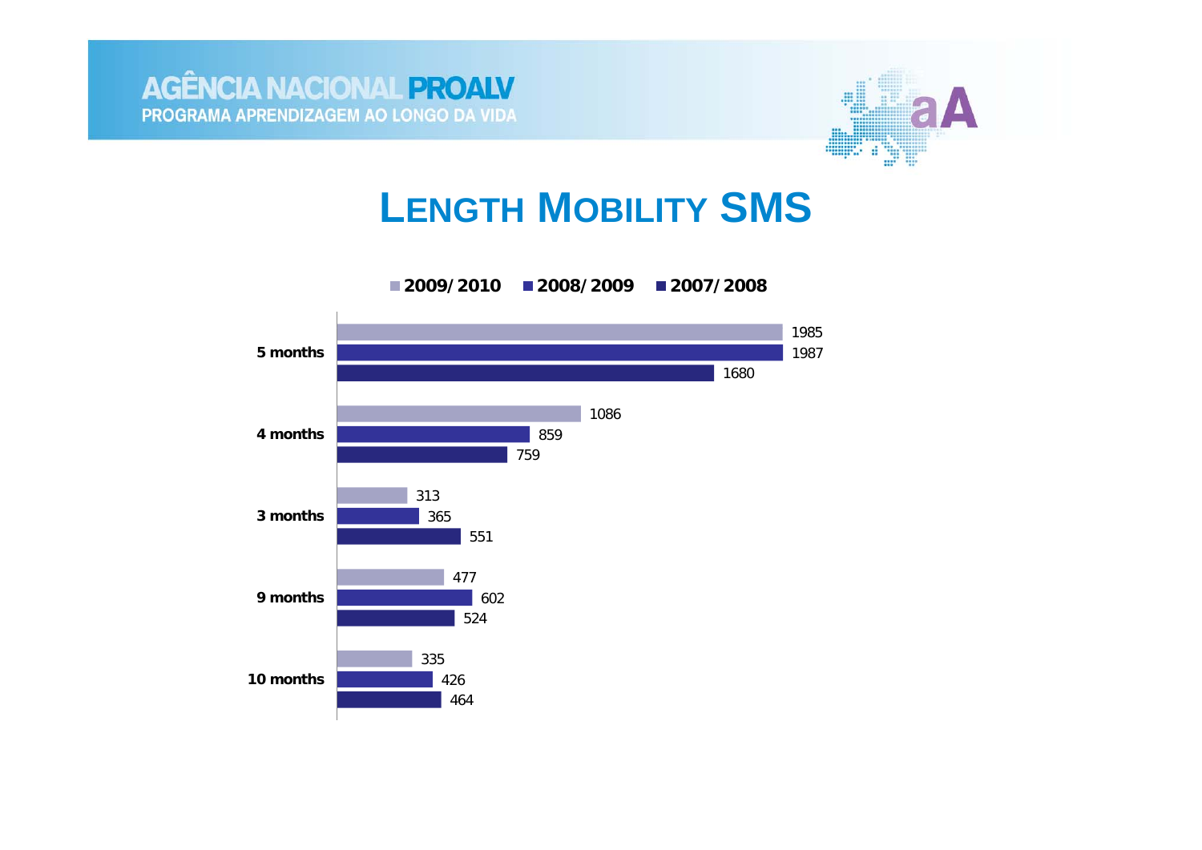# LENGTH MOBILITY SMS

| | 2009/2010 | 2008/2009 | 2007/2008 |
|---|---|---|---|
| 5 months | 1985 | 1987 | 1680 |
| 4 months | 1086 | 859 | 759 |
| 3 months | 313 | 365 | 551 |
| 9 months | 477 | 602 | 524 |
| 10 months | 335 | 426 | 464 |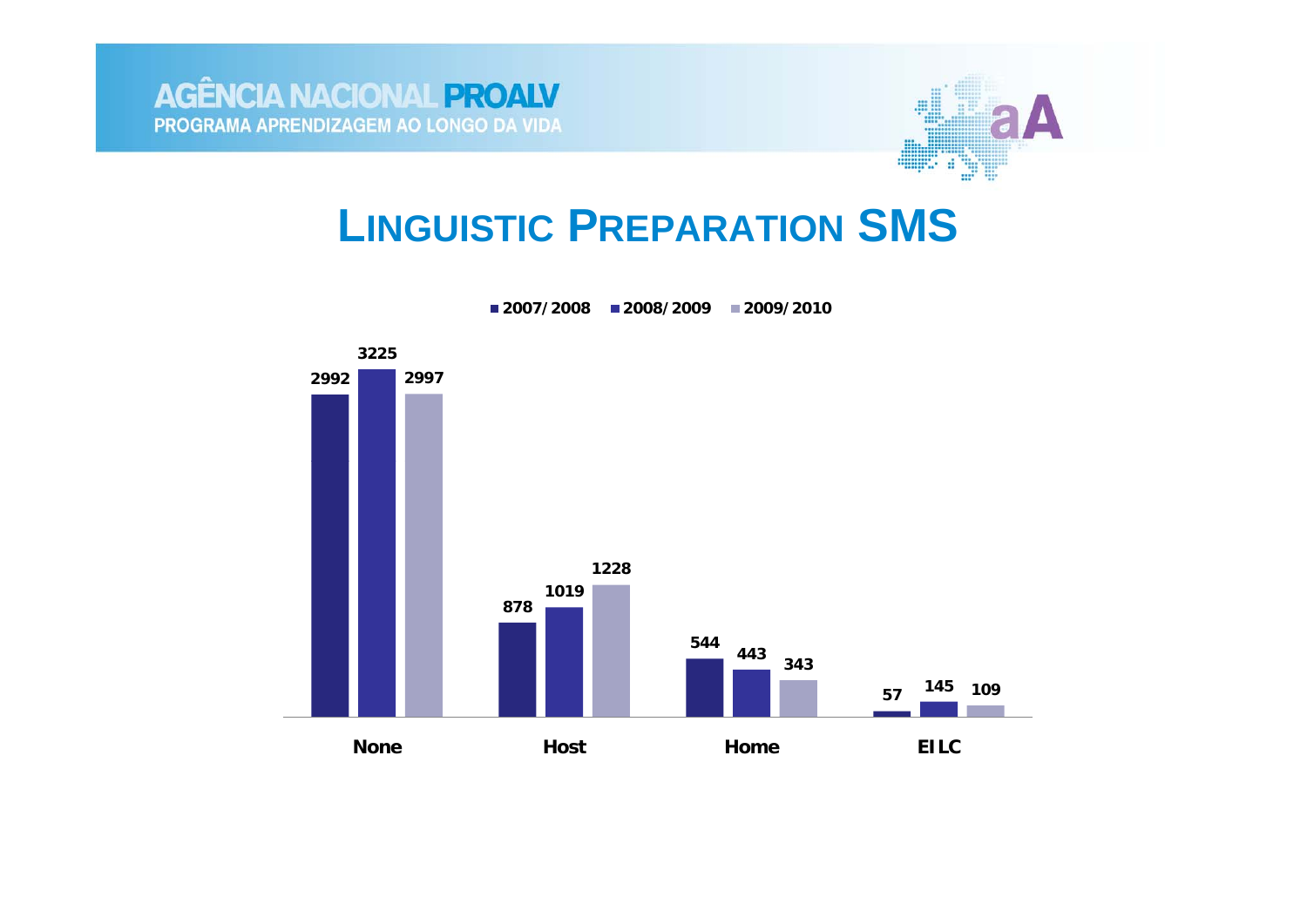# LINGUISTIC PREPARATION SMS

| | 2007/2008 | 2008/2009 | 2009/2010 |
|---|---|---|---|
| None | 2992 | 3225 | 2997 |
| Host | 878 | 1019 | 1228 |
| Home | 544 | 443 | 343 |
| EILC | 57 | 145 | 109 |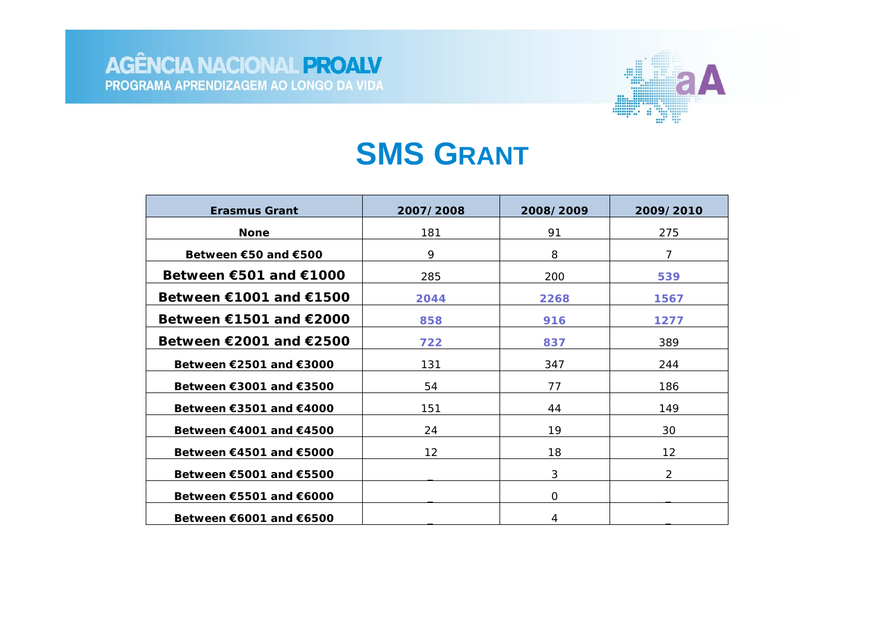## SMS Grant

| Erasmus Grant | 2007/2008 | 2008/2009 | 2009/2010 |
|---|---|---|---|
| None | 181 | 91 | 275 |
| Between €50 and €500 | 9 | 8 | 7 |
| **Between €501 and €1000** | 285 | 200 | **539** |
| **Between €1001 and €1500** | **2044** | **2268** | **1567** |
| **Between €1501 and €2000** | **858** | **916** | **1277** |
| **Between €2001 and €2500** | **722** | **837** | 389 |
| Between €2501 and €3000 | 131 | 347 | 244 |
| Between €3001 and €3500 | 54 | 77 | 186 |
| Between €3501 and €4000 | 151 | 44 | 149 |
| Between €4001 and €4500 | 24 | 19 | 30 |
| Between €4501 and €5000 | 12 | 18 | 12 |
| Between €5001 and €5500 | _ | 3 | 2 |
| Between €5501 and €6000 | _ | 0 | _ |
| Between €6001 and €6500 | _ | 4 | _ |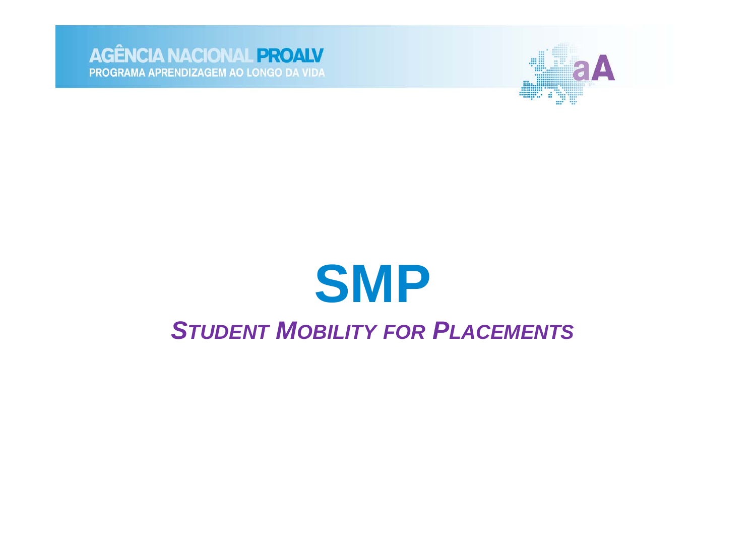# SMP

***STUDENT MOBILITY FOR PLACEMENTS***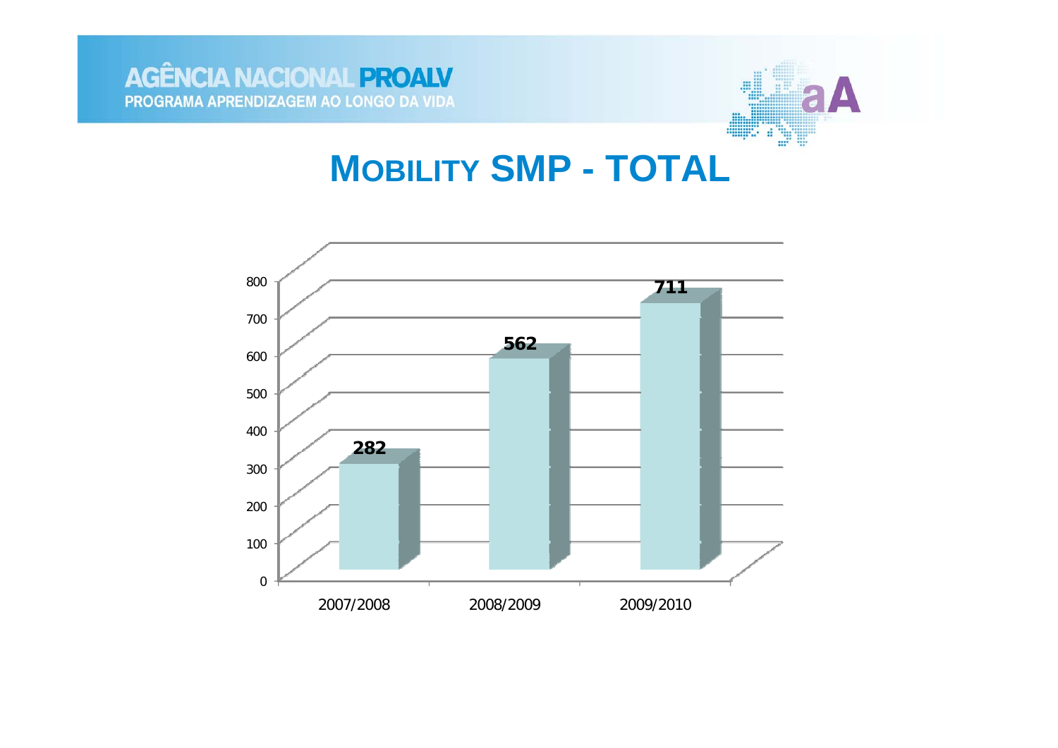# MOBILITY SMP - TOTAL

| | 2007/2008 | 2008/2009 | 2009/2010 |
|---|---|---|---|
| Total | 282 | 562 | 711 |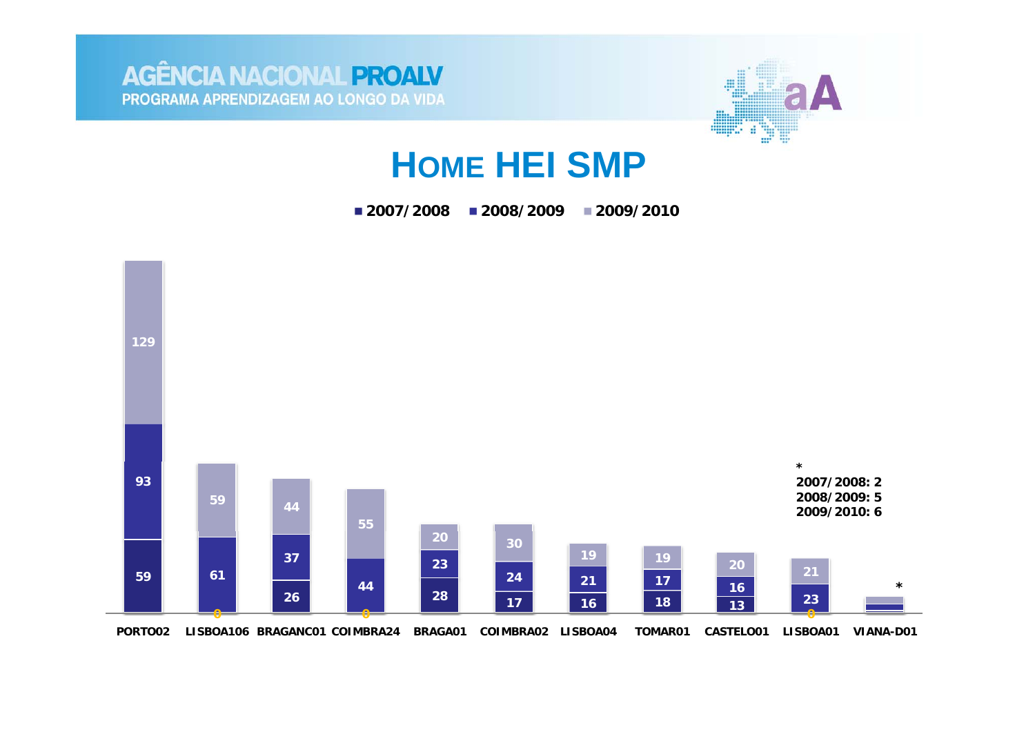# HOME HEI SMP

| | 2007/2008 | 2008/2009 | 2009/2010 |
|---|---|---|---|
| PORTO02 | 59 | 93 | 129 |
| LISBOA106 | 0 | 61 | 59 |
| BRAGANC01 | 26 | 37 | 44 |
| COIMBRA24 | 0 | 44 | 55 |
| BRAGA01 | 28 | 23 | 20 |
| COIMBRA02 | 17 | 24 | 30 |
| LISBOA04 | 16 | 21 | 19 |
| TOMAR01 | 18 | 17 | 19 |
| CASTELO01 | 13 | 16 | 20 |
| LISBOA01 | 0 | 23 | 21 |
| VIANA-D01 * | | | |

*
2007/2008: 2
2008/2009: 5
2009/2010: 6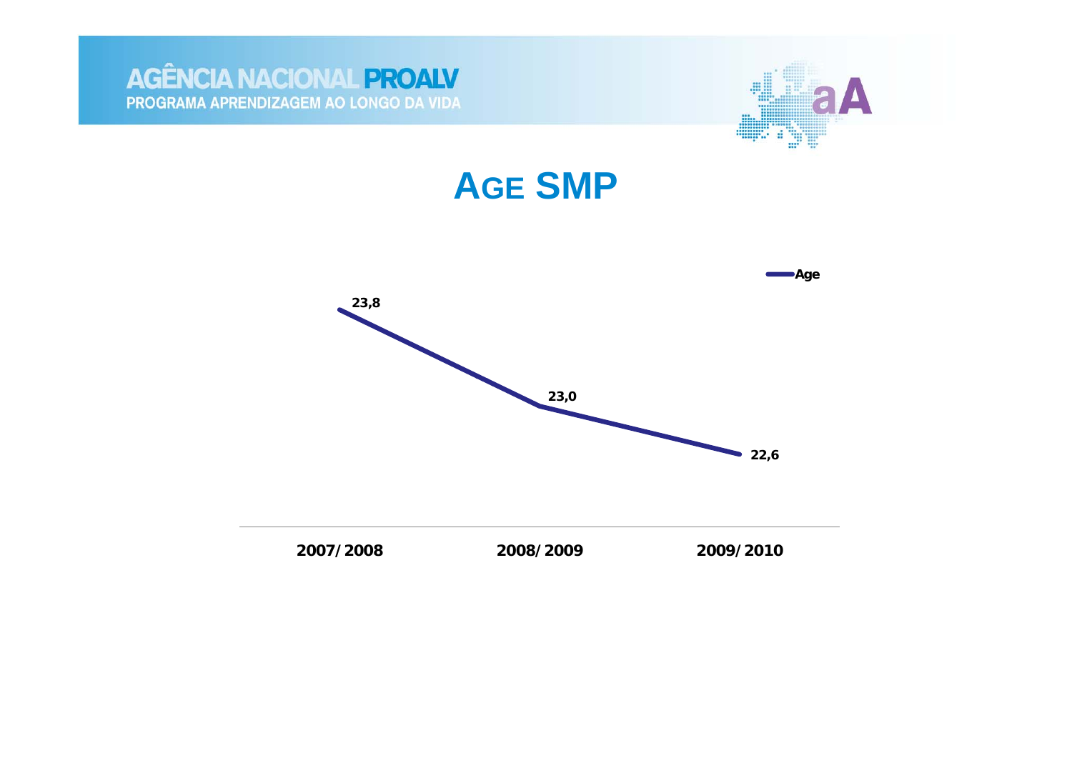# AGE SMP

| | 2007/2008 | 2008/2009 | 2009/2010 |
|---|---|---|---|
| Age | 23,8 | 23,0 | 22,6 |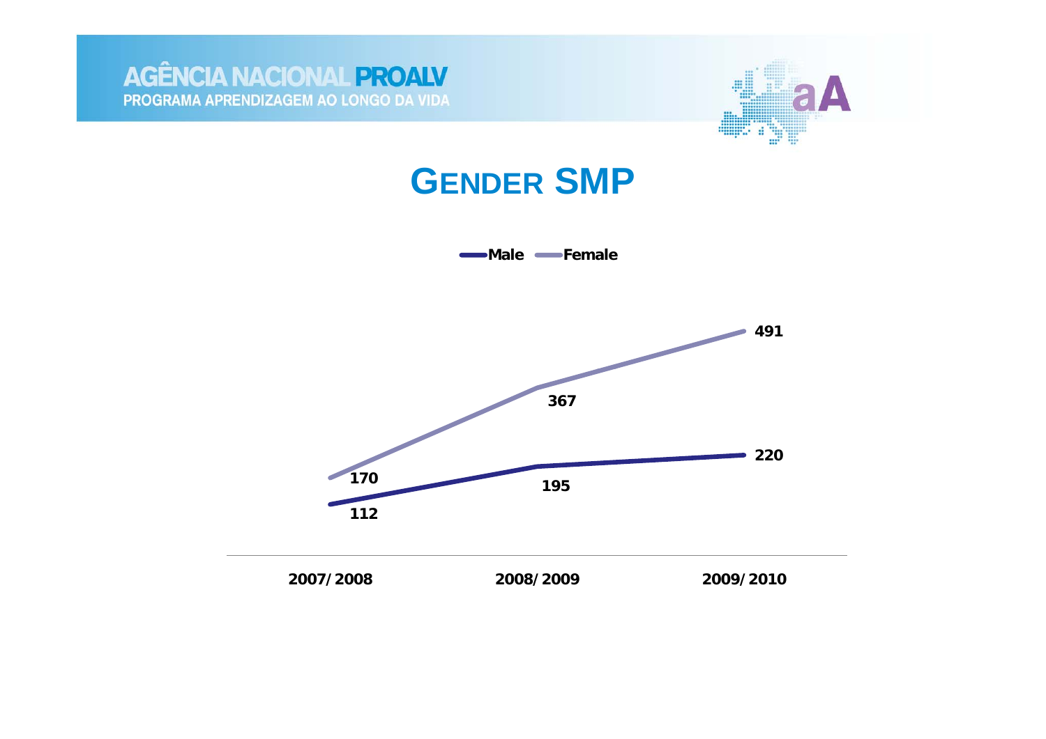# GENDER SMP

| | 2007/2008 | 2008/2009 | 2009/2010 |
|---|---|---|---|
| Male | 112 | 195 | 220 |
| Female | 170 | 367 | 491 |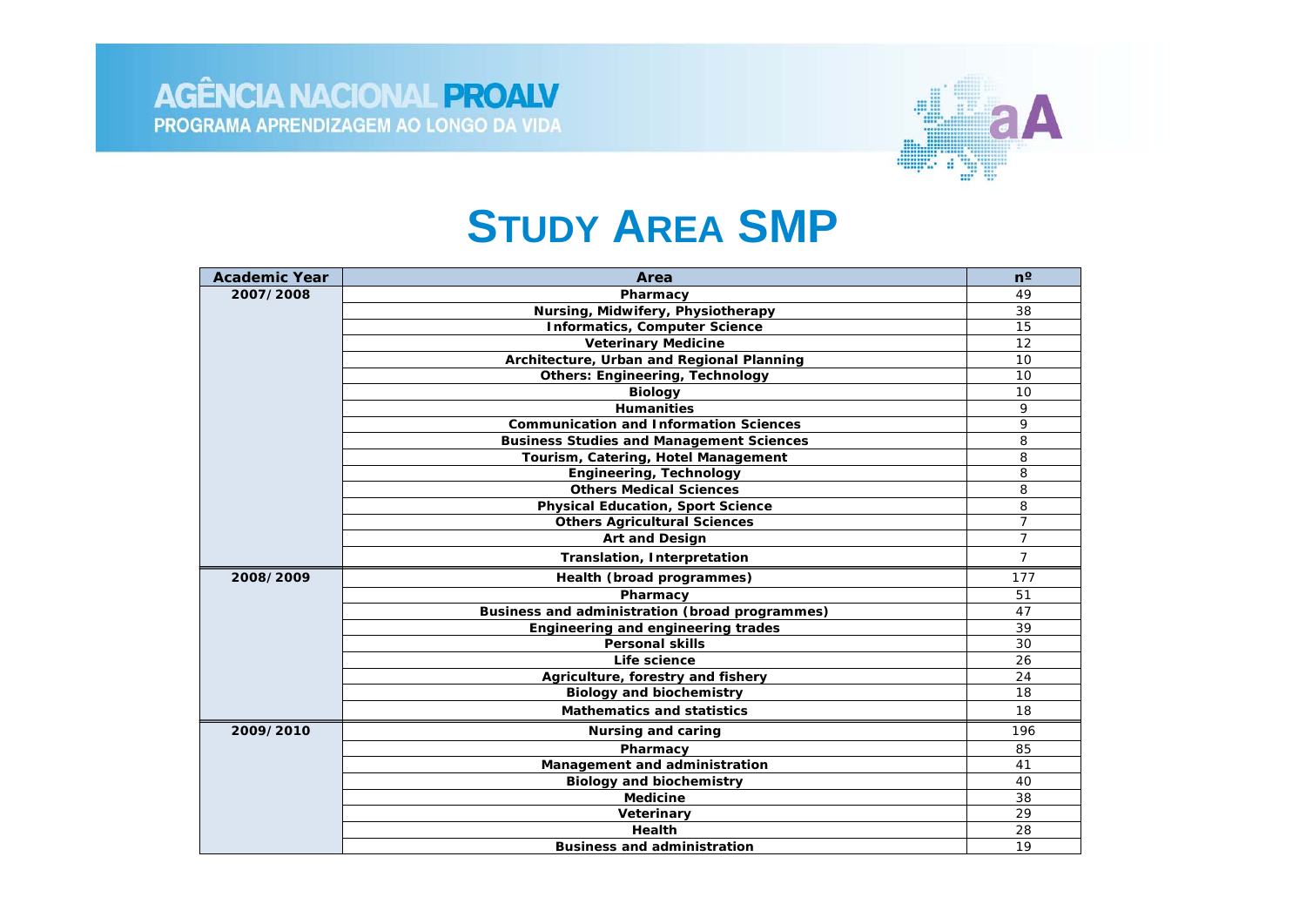# STUDY AREA SMP

| Academic Year | Area | nº |
|---|---|---|
| 2007/2008 | Pharmacy | 49 |
| | Nursing, Midwifery, Physiotherapy | 38 |
| | Informatics, Computer Science | 15 |
| | Veterinary Medicine | 12 |
| | Architecture, Urban and Regional Planning | 10 |
| | Others: Engineering, Technology | 10 |
| | Biology | 10 |
| | Humanities | 9 |
| | Communication and Information Sciences | 9 |
| | Business Studies and Management Sciences | 8 |
| | Tourism, Catering, Hotel Management | 8 |
| | Engineering, Technology | 8 |
| | Others Medical Sciences | 8 |
| | Physical Education, Sport Science | 8 |
| | Others Agricultural Sciences | 7 |
| | Art and Design | 7 |
| | Translation, Interpretation | 7 |
| 2008/2009 | Health (broad programmes) | 177 |
| | Pharmacy | 51 |
| | Business and administration (broad programmes) | 47 |
| | Engineering and engineering trades | 39 |
| | Personal skills | 30 |
| | Life science | 26 |
| | Agriculture, forestry and fishery | 24 |
| | Biology and biochemistry | 18 |
| | Mathematics and statistics | 18 |
| 2009/2010 | Nursing and caring | 196 |
| | Pharmacy | 85 |
| | Management and administration | 41 |
| | Biology and biochemistry | 40 |
| | Medicine | 38 |
| | Veterinary | 29 |
| | Health | 28 |
| | Business and administration | 19 |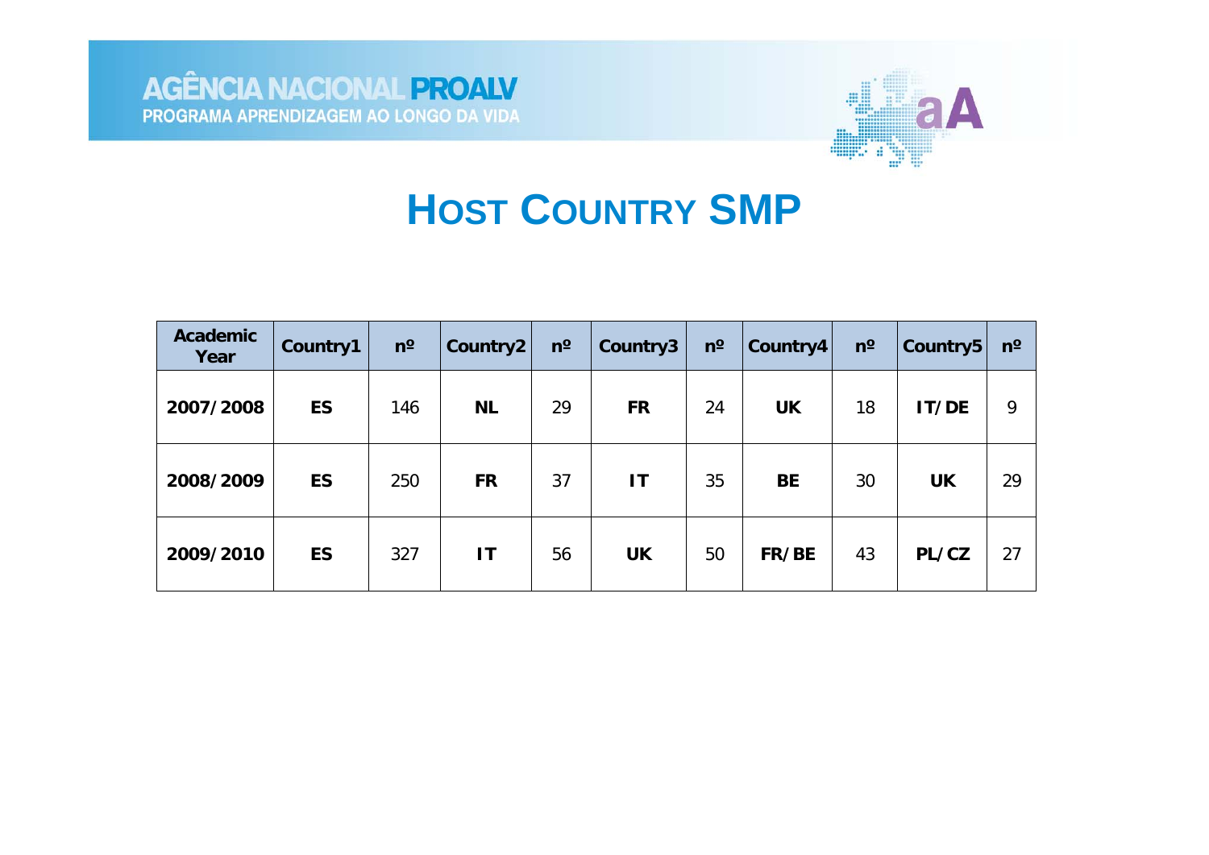# HOST COUNTRY SMP

| Academic Year | Country1 | nº | Country2 | nº | Country3 | nº | Country4 | nº | Country5 | nº |
|---|---|---|---|---|---|---|---|---|---|---|
| **2007/2008** | **ES** | 146 | **NL** | 29 | **FR** | 24 | **UK** | 18 | **IT/DE** | 9 |
| **2008/2009** | **ES** | 250 | **FR** | 37 | **IT** | 35 | **BE** | 30 | **UK** | 29 |
| **2009/2010** | **ES** | 327 | **IT** | 56 | **UK** | 50 | **FR/BE** | 43 | **PL/CZ** | 27 |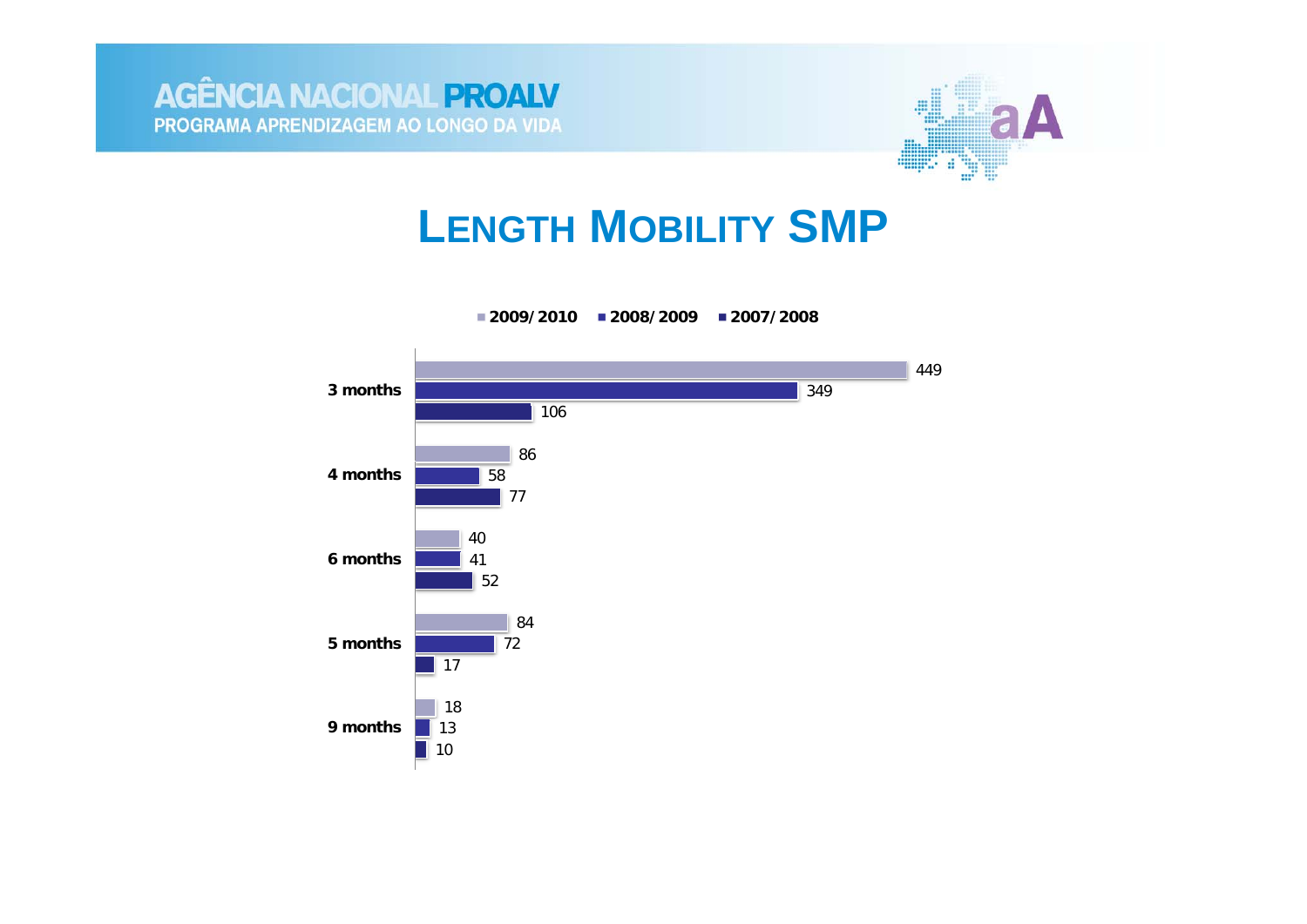# LENGTH MOBILITY SMP

| | 2009/2010 | 2008/2009 | 2007/2008 |
|---|---|---|---|
| 3 months | 449 | 349 | 106 |
| 4 months | 86 | 58 | 77 |
| 6 months | 40 | 41 | 52 |
| 5 months | 84 | 72 | 17 |
| 9 months | 18 | 13 | 10 |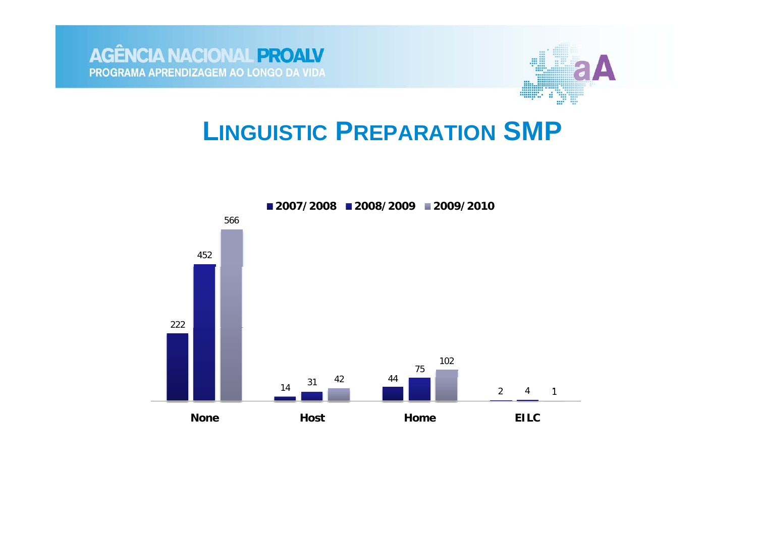# LINGUISTIC PREPARATION SMP

| | 2007/2008 | 2008/2009 | 2009/2010 |
|---|---|---|---|
| None | 222 | 452 | 566 |
| Host | 14 | 31 | 42 |
| Home | 44 | 75 | 102 |
| EILC | 2 | 4 | 1 |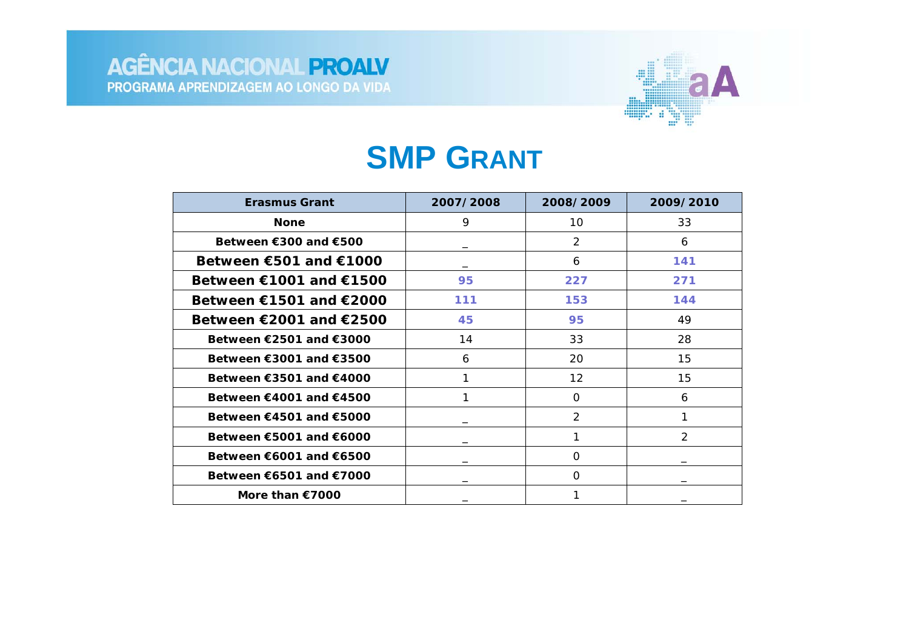# SMP Grant

| Erasmus Grant | 2007/2008 | 2008/2009 | 2009/2010 |
|---|---|---|---|
| **None** | 9 | 10 | 33 |
| **Between €300 and €500** | _ | 2 | 6 |
| **Between €501 and €1000** | _ | 6 | **141** |
| **Between €1001 and €1500** | **95** | **227** | **271** |
| **Between €1501 and €2000** | **111** | **153** | **144** |
| **Between €2001 and €2500** | **45** | **95** | 49 |
| **Between €2501 and €3000** | 14 | 33 | 28 |
| **Between €3001 and €3500** | 6 | 20 | 15 |
| **Between €3501 and €4000** | 1 | 12 | 15 |
| **Between €4001 and €4500** | 1 | 0 | 6 |
| **Between €4501 and €5000** | _ | 2 | 1 |
| **Between €5001 and €6000** | _ | 1 | 2 |
| **Between €6001 and €6500** | _ | 0 | _ |
| **Between €6501 and €7000** | _ | 0 | _ |
| **More than €7000** | _ | 1 | _ |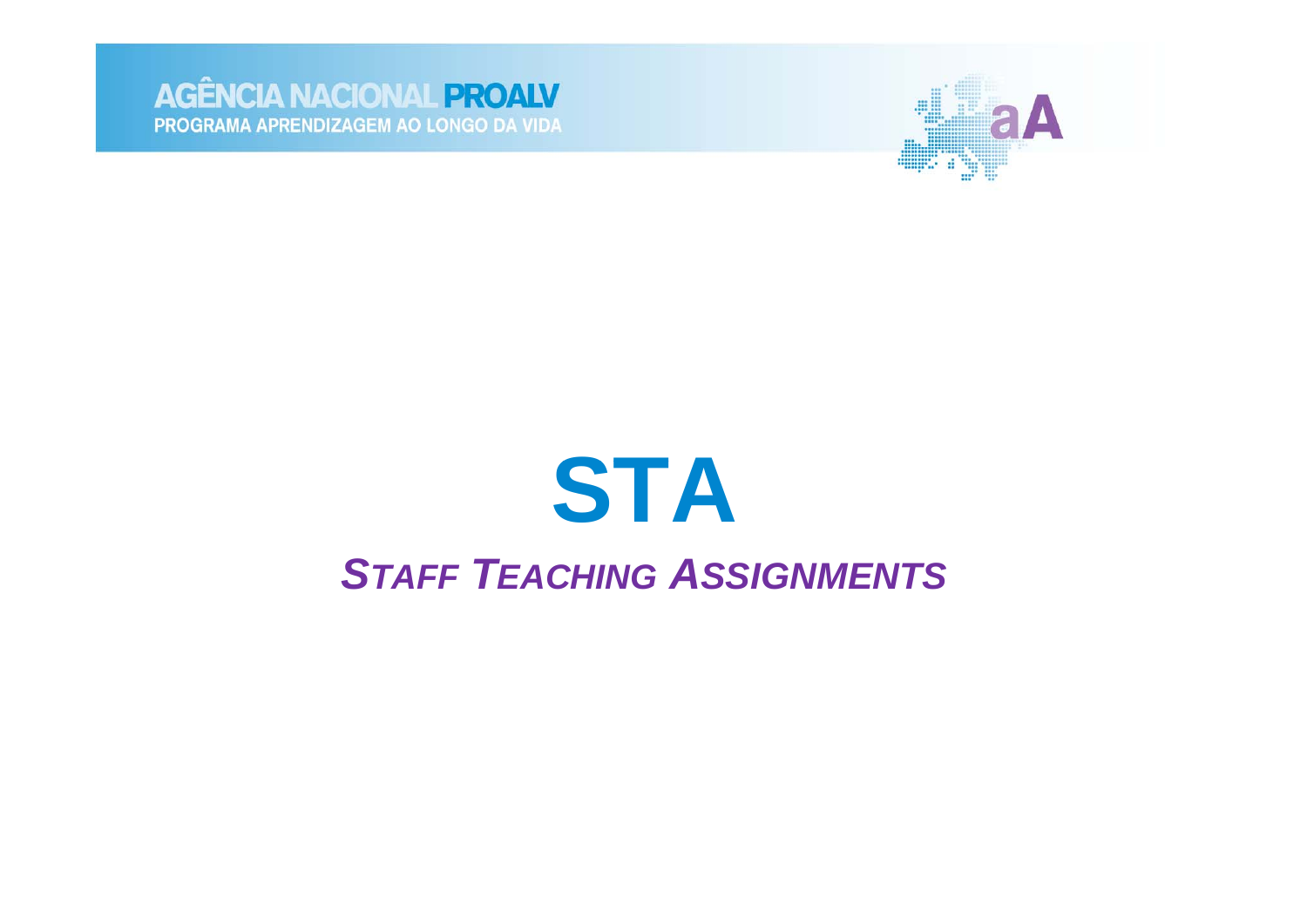# STA

## *STAFF TEACHING ASSIGNMENTS*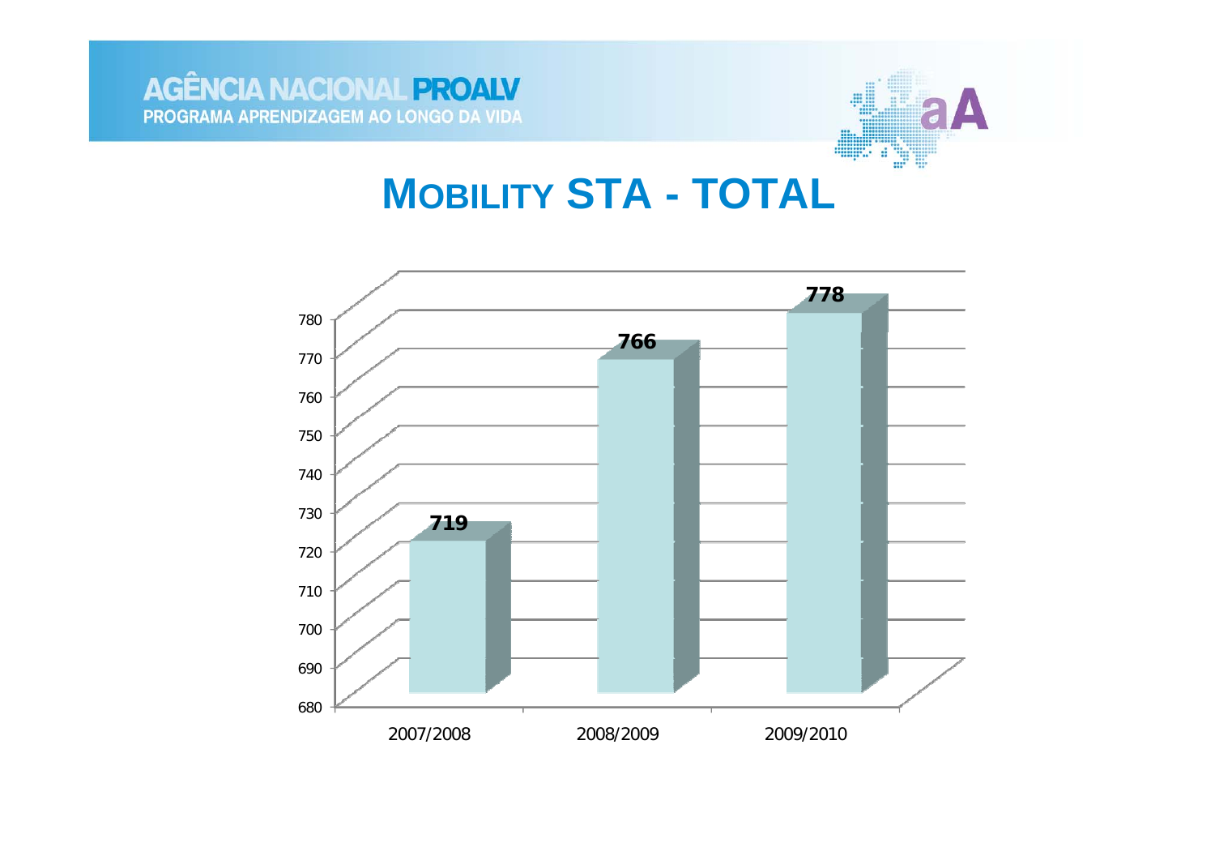# MOBILITY STA - TOTAL

| | 2007/2008 | 2008/2009 | 2009/2010 |
|---|---|---|---|
| Mobility STA - Total | 719 | 766 | 778 |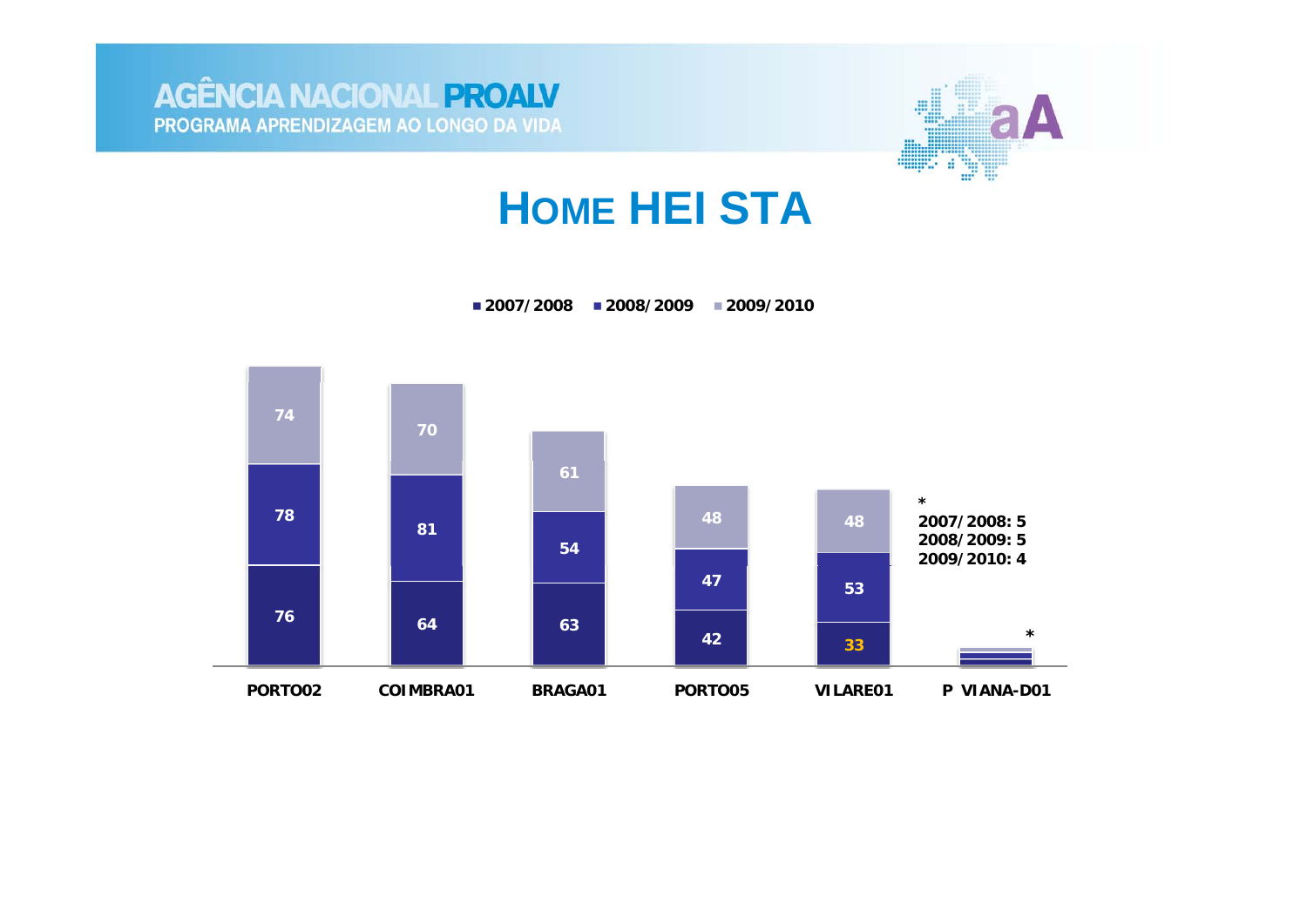# HOME HEI STA

| | 2007/2008 | 2008/2009 | 2009/2010 |
|---|---|---|---|
| PORTO02 | 76 | 78 | 74 |
| COIMBRA01 | 64 | 81 | 70 |
| BRAGA01 | 63 | 54 | 61 |
| PORTO05 | 42 | 47 | 48 |
| VILARE01 | 33 | 53 | 48 |
| P VIANA-D01 * | | | |

*
2007/2008: 5
2008/2009: 5
2009/2010: 4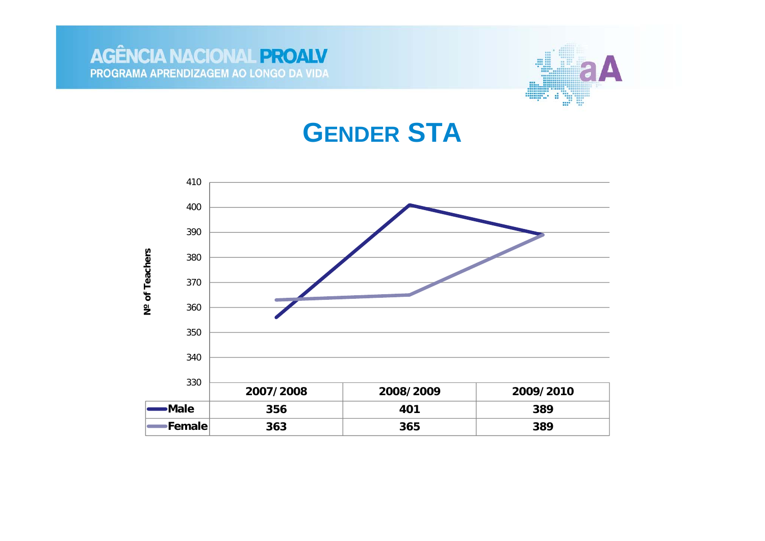# Gender STA

Nº of Teachers

| | 2007/2008 | 2008/2009 | 2009/2010 |
|---|---|---|---|
| Male | 356 | 401 | 389 |
| Female | 363 | 365 | 389 |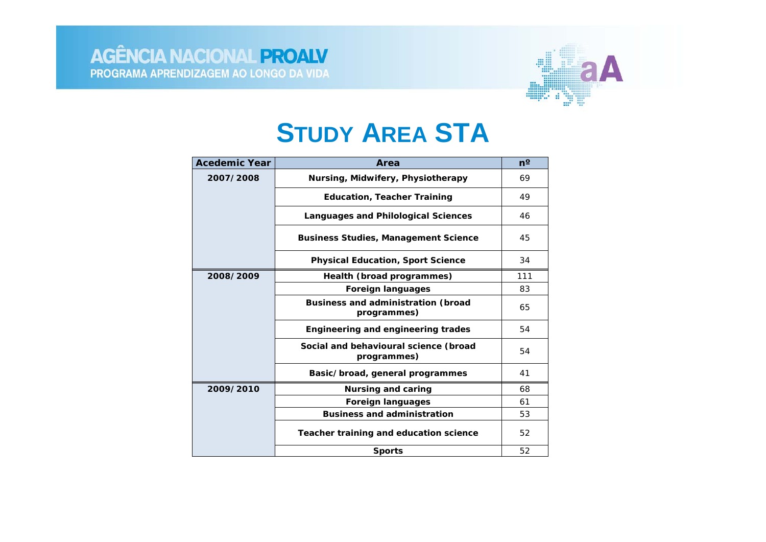# STUDY AREA STA

| Acedemic Year | Area | nº |
|---|---|---|
| 2007/2008 | Nursing, Midwifery, Physiotherapy | 69 |
| | Education, Teacher Training | 49 |
| | Languages and Philological Sciences | 46 |
| | Business Studies, Management Science | 45 |
| | Physical Education, Sport Science | 34 |
| 2008/2009 | Health (broad programmes) | 111 |
| | Foreign languages | 83 |
| | Business and administration (broad programmes) | 65 |
| | Engineering and engineering trades | 54 |
| | Social and behavioural science (broad programmes) | 54 |
| | Basic/broad, general programmes | 41 |
| 2009/2010 | Nursing and caring | 68 |
| | Foreign languages | 61 |
| | Business and administration | 53 |
| | Teacher training and education science | 52 |
| | Sports | 52 |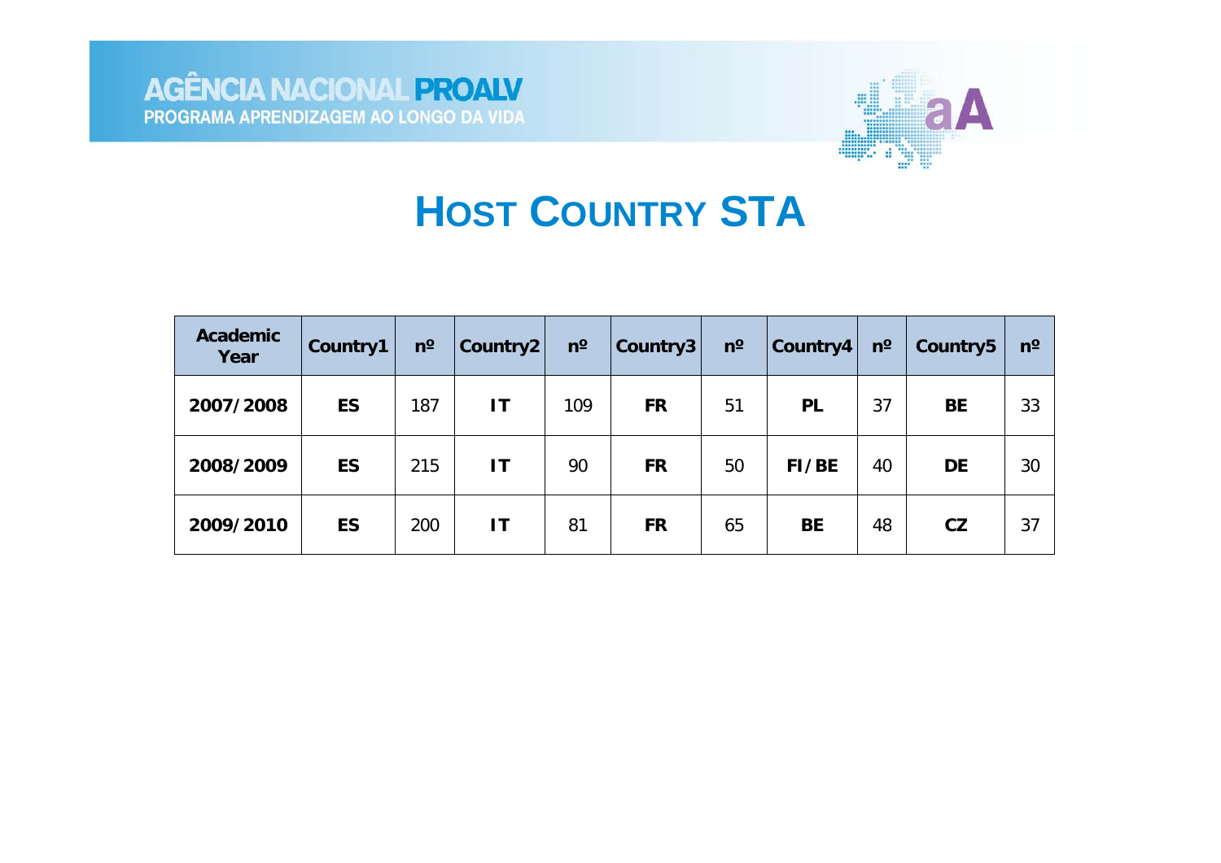# HOST COUNTRY STA

| Academic Year | Country1 | nº | Country2 | nº | Country3 | nº | Country4 | nº | Country5 | nº |
|---|---|---|---|---|---|---|---|---|---|---|
| **2007/2008** | **ES** | 187 | **IT** | 109 | **FR** | 51 | **PL** | 37 | **BE** | 33 |
| **2008/2009** | **ES** | 215 | **IT** | 90 | **FR** | 50 | **FI/BE** | 40 | **DE** | 30 |
| **2009/2010** | **ES** | 200 | **IT** | 81 | **FR** | 65 | **BE** | 48 | **CZ** | 37 |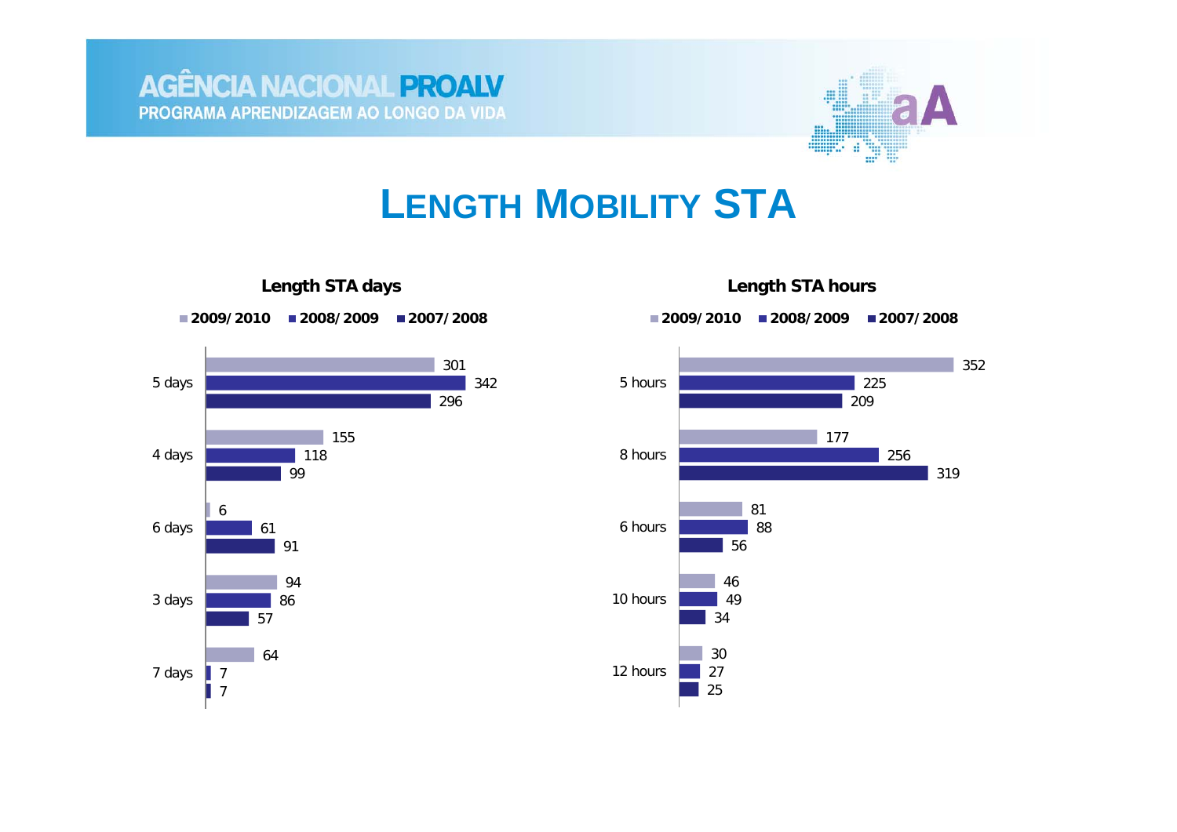# LENGTH MOBILITY STA

## Length STA days

| | 2009/2010 | 2008/2009 | 2007/2008 |
|---|---|---|---|
| 5 days | 301 | 342 | 296 |
| 4 days | 155 | 118 | 99 |
| 6 days | 6 | 61 | 91 |
| 3 days | 94 | 86 | 57 |
| 7 days | 64 | 7 | 7 |

## Length STA hours

| | 2009/2010 | 2008/2009 | 2007/2008 |
|---|---|---|---|
| 5 hours | 352 | 225 | 209 |
| 8 hours | 177 | 256 | 319 |
| 6 hours | 81 | 88 | 56 |
| 10 hours | 46 | 49 | 34 |
| 12 hours | 30 | 27 | 25 |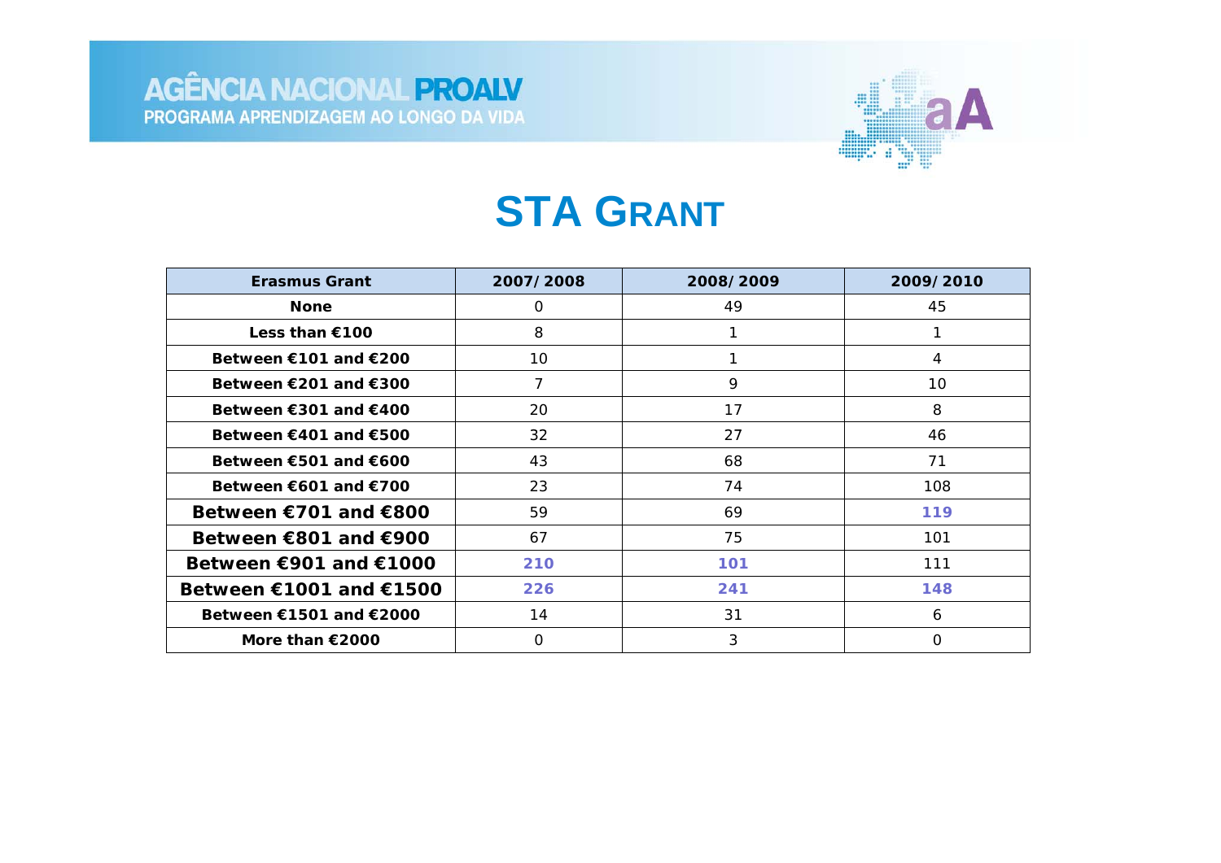# STA Grant

| Erasmus Grant | 2007/2008 | 2008/2009 | 2009/2010 |
|---|---|---|---|
| None | 0 | 49 | 45 |
| Less than €100 | 8 | 1 | 1 |
| Between €101 and €200 | 10 | 1 | 4 |
| Between €201 and €300 | 7 | 9 | 10 |
| Between €301 and €400 | 20 | 17 | 8 |
| Between €401 and €500 | 32 | 27 | 46 |
| Between €501 and €600 | 43 | 68 | 71 |
| Between €601 and €700 | 23 | 74 | 108 |
| **Between €701 and €800** | 59 | 69 | **119** |
| **Between €801 and €900** | 67 | 75 | 101 |
| **Between €901 and €1000** | **210** | **101** | 111 |
| **Between €1001 and €1500** | **226** | **241** | **148** |
| Between €1501 and €2000 | 14 | 31 | 6 |
| More than €2000 | 0 | 3 | 0 |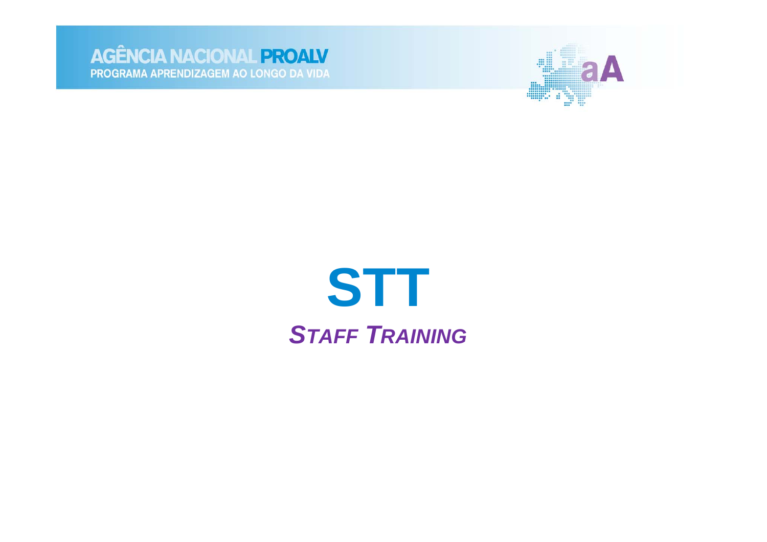# STT

***STAFF TRAINING***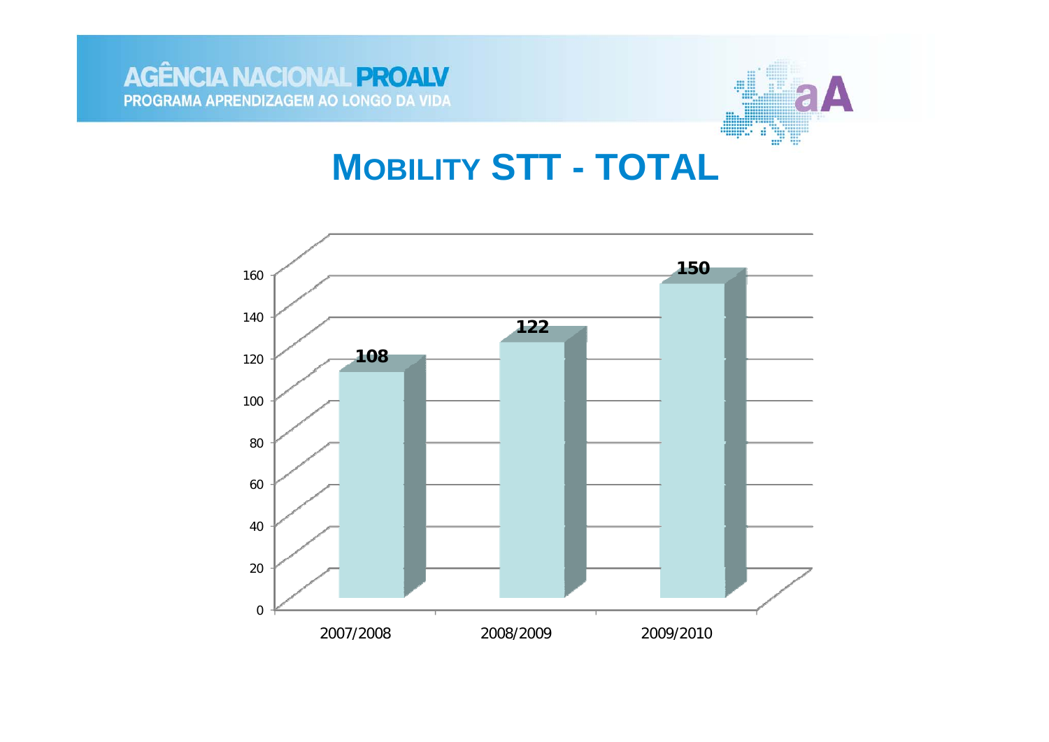# Mobility STT - Total

| Year | Total |
|---|---|
| 2007/2008 | 108 |
| 2008/2009 | 122 |
| 2009/2010 | 150 |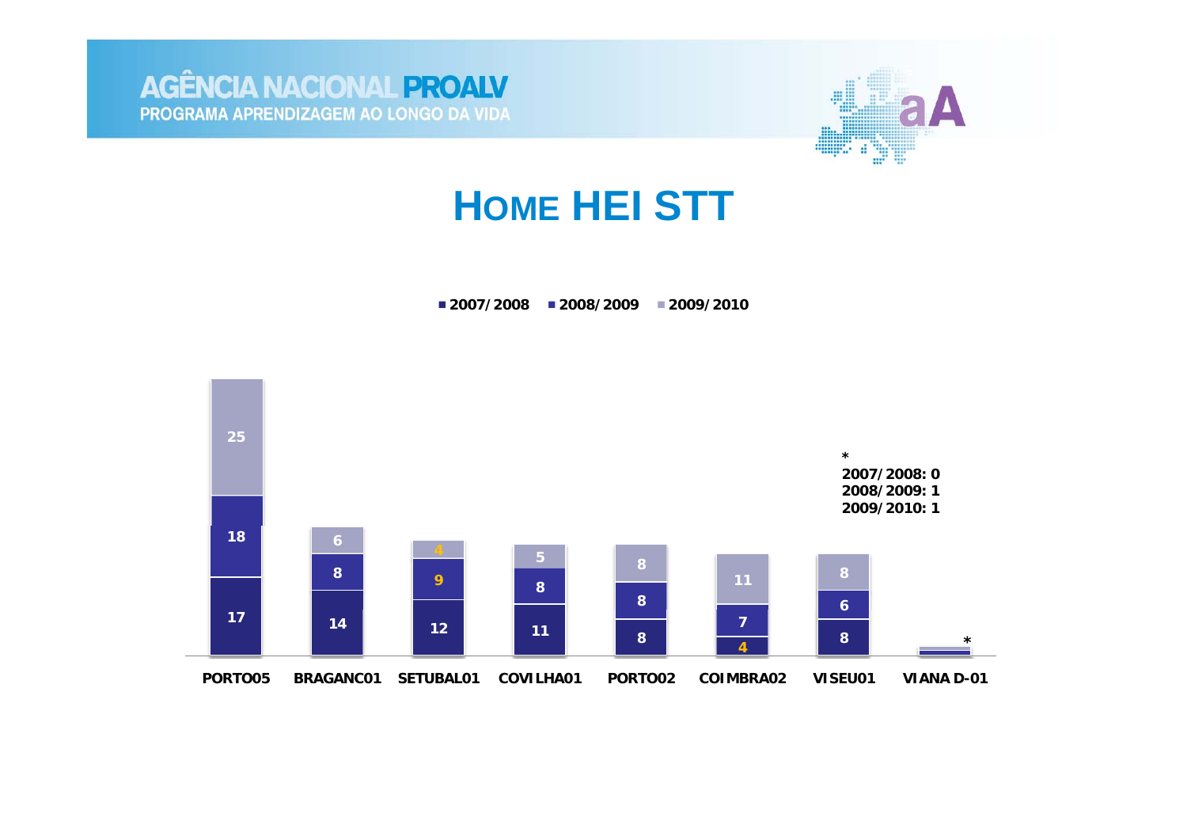# HOME HEI STT

■ 2007/2008 ■ 2008/2009 ■ 2009/2010

| | PORTO05 | BRAGANC01 | SETUBAL01 | COVILHA01 | PORTO02 | COIMBRA02 | VISEU01 | VIANA D-01 |
|---|---|---|---|---|---|---|---|---|
| 2007/2008 | 17 | 14 | 12 | 11 | 8 | 4 | 8 | * |
| 2008/2009 | 18 | 8 | 9 | 8 | 8 | 7 | 6 | * |
| 2009/2010 | 25 | 6 | 4 | 5 | 8 | 11 | 8 | * |

*
2007/2008: 0
2008/2009: 1
2009/2010: 1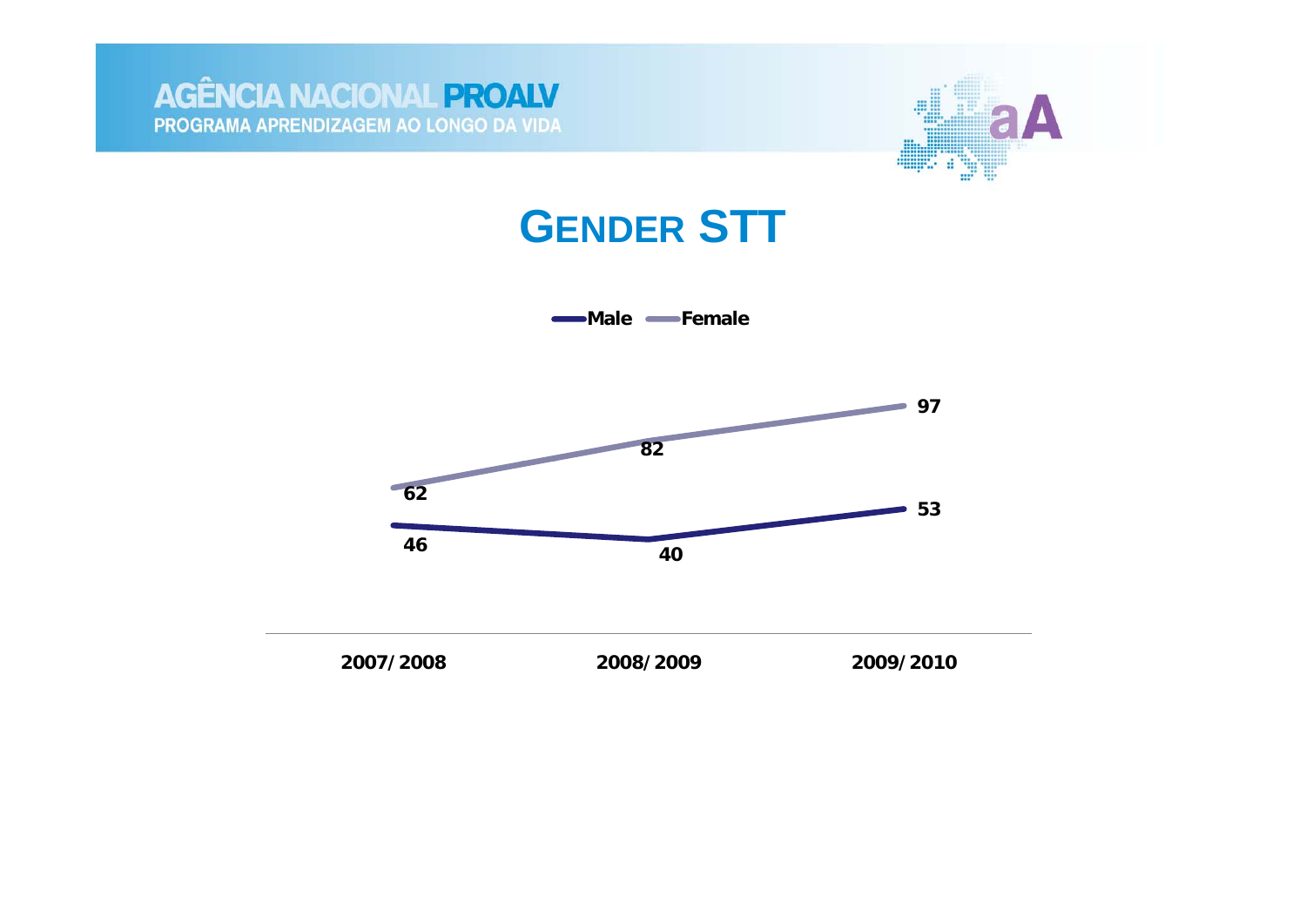AGÊNCIA NACIONAL PROALV
PROGRAMA APRENDIZAGEM AO LONGO DA VIDA

# GENDER STT

| | 2007/2008 | 2008/2009 | 2009/2010 |
|---|---|---|---|
| Male | 46 | 40 | 53 |
| Female | 62 | 82 | 97 |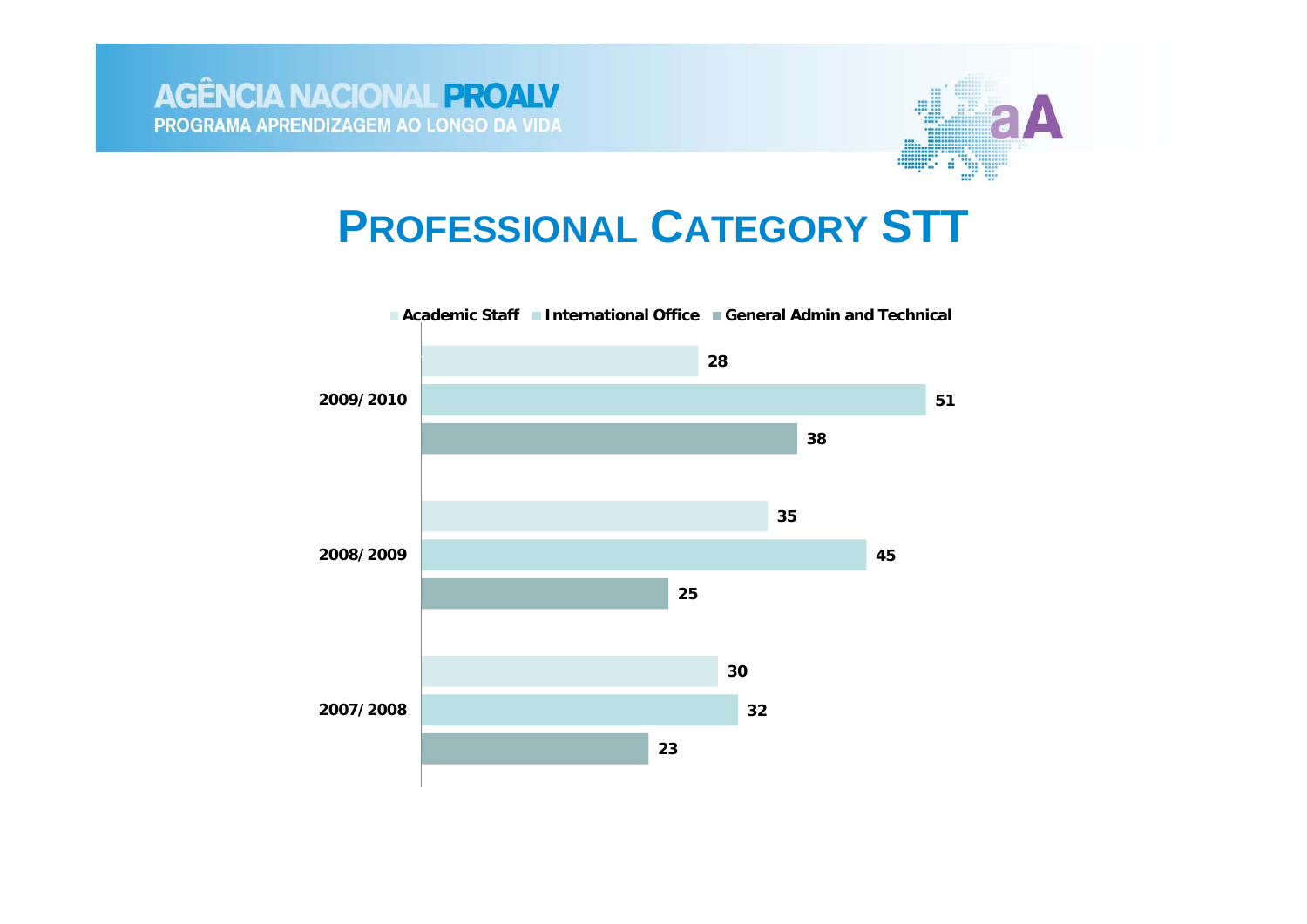# PROFESSIONAL CATEGORY STT

| | Academic Staff | International Office | General Admin and Technical |
|---|---|---|---|
| 2009/2010 | 28 | 51 | 38 |
| 2008/2009 | 35 | 45 | 25 |
| 2007/2008 | 30 | 32 | 23 |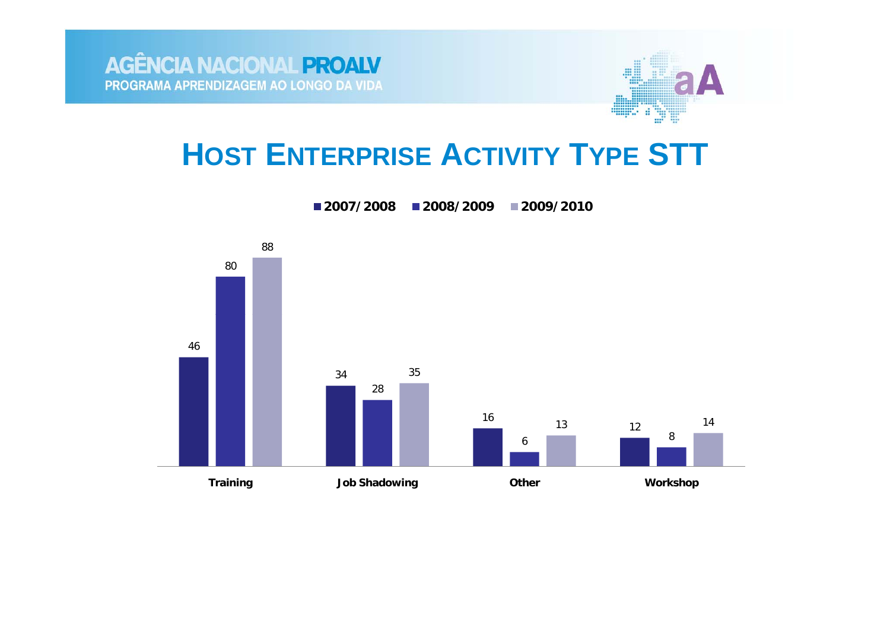AGÊNCIA NACIONAL PROALV
PROGRAMA APRENDIZAGEM AO LONGO DA VIDA

# HOST ENTERPRISE ACTIVITY TYPE STT

| | 2007/2008 | 2008/2009 | 2009/2010 |
|---|---|---|---|
| Training | 46 | 80 | 88 |
| Job Shadowing | 34 | 28 | 35 |
| Other | 16 | 6 | 13 |
| Workshop | 12 | 8 | 14 |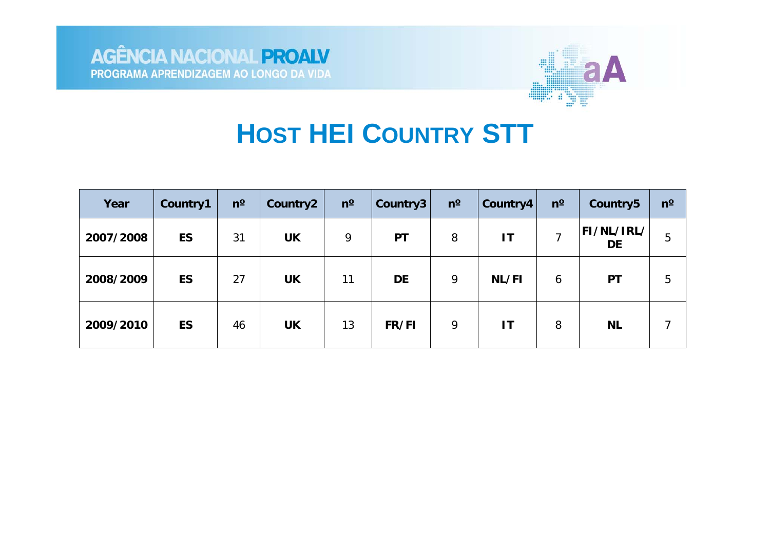# HOST HEI COUNTRY STT

| Year | Country1 | nº | Country2 | nº | Country3 | nº | Country4 | nº | Country5 | nº |
|---|---|---|---|---|---|---|---|---|---|---|
| 2007/2008 | ES | 31 | UK | 9 | PT | 8 | IT | 7 | FI/NL/IRL/DE | 5 |
| 2008/2009 | ES | 27 | UK | 11 | DE | 9 | NL/FI | 6 | PT | 5 |
| 2009/2010 | ES | 46 | UK | 13 | FR/FI | 9 | IT | 8 | NL | 7 |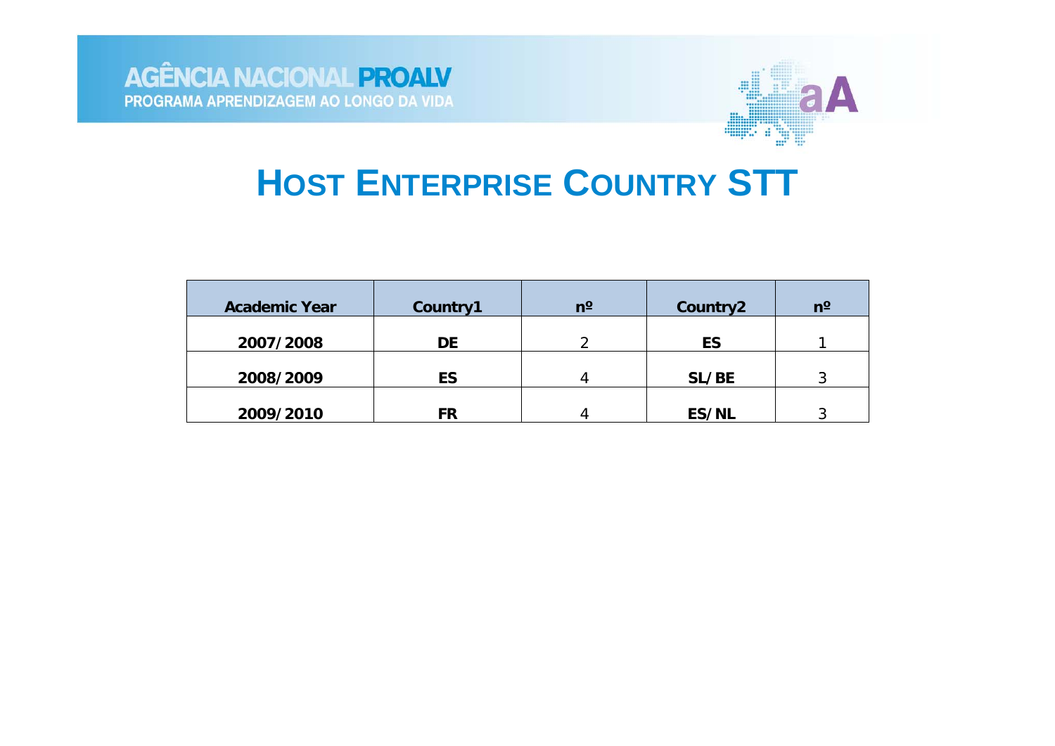# HOST ENTERPRISE COUNTRY STT

| Academic Year | Country1 | nº | Country2 | nº |
|---|---|---|---|---|
| 2007/2008 | DE | 2 | ES | 1 |
| 2008/2009 | ES | 4 | SL/BE | 3 |
| 2009/2010 | FR | 4 | ES/NL | 3 |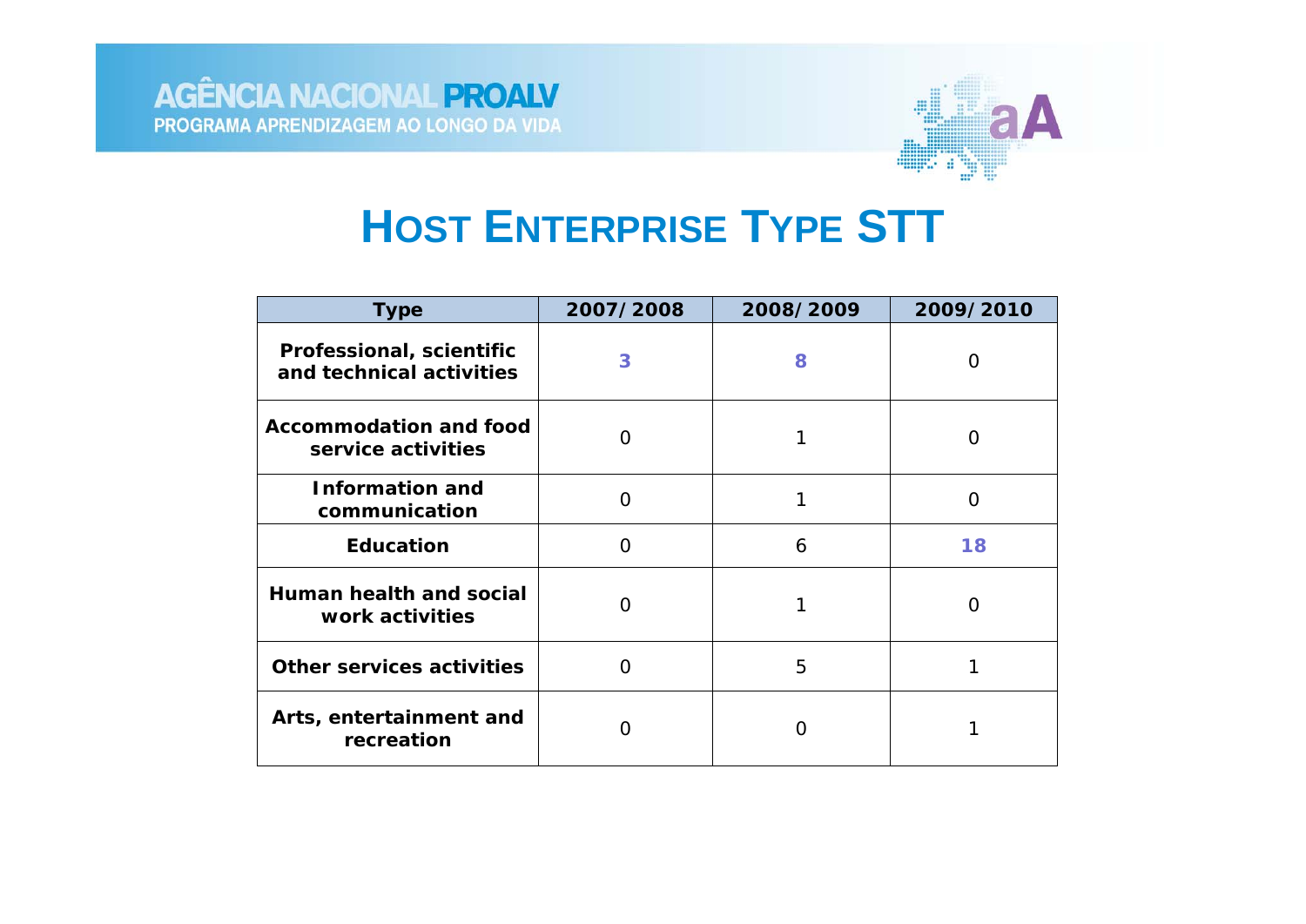# HOST ENTERPRISE TYPE STT

| Type | 2007/2008 | 2008/2009 | 2009/2010 |
|---|---|---|---|
| **Professional, scientific and technical activities** | 3 | 8 | 0 |
| **Accommodation and food service activities** | 0 | 1 | 0 |
| **Information and communication** | 0 | 1 | 0 |
| **Education** | 0 | 6 | 18 |
| **Human health and social work activities** | 0 | 1 | 0 |
| **Other services activities** | 0 | 5 | 1 |
| **Arts, entertainment and recreation** | 0 | 0 | 1 |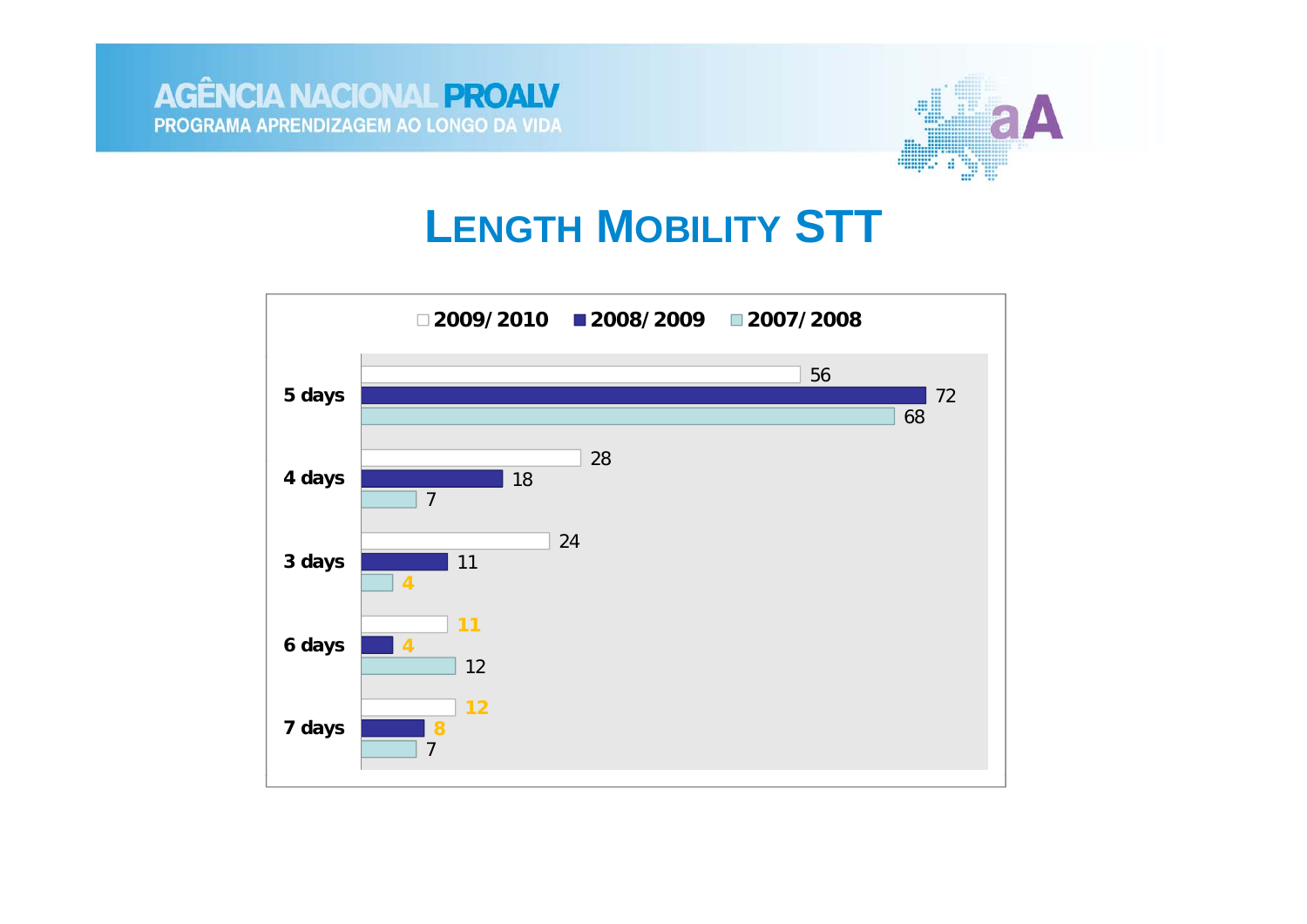# LENGTH MOBILITY STT

| | 2009/2010 | 2008/2009 | 2007/2008 |
|---|---|---|---|
| 5 days | 56 | 72 | 68 |
| 4 days | 28 | 18 | 7 |
| 3 days | 24 | 11 | 4 |
| 6 days | 11 | 4 | 12 |
| 7 days | 12 | 8 | 7 |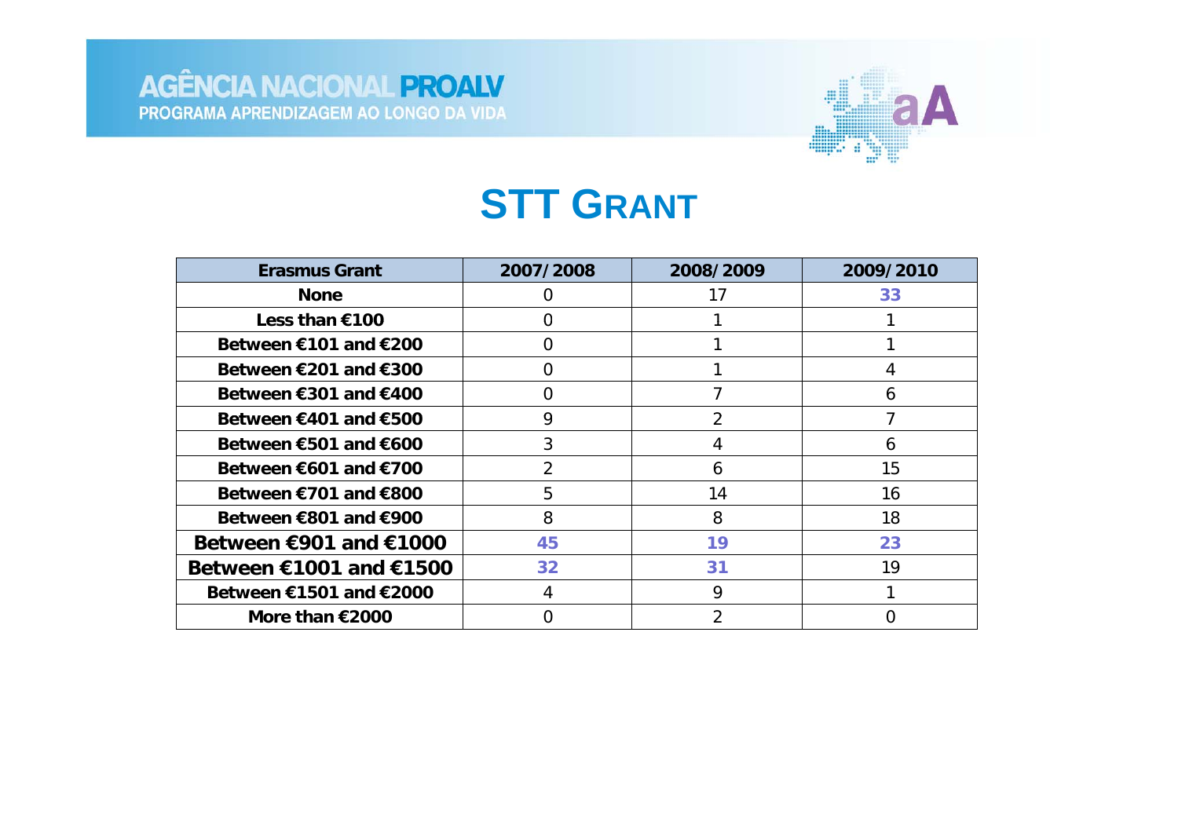# STT GRANT

| Erasmus Grant | 2007/2008 | 2008/2009 | 2009/2010 |
|---|---|---|---|
| None | 0 | 17 | 33 |
| Less than €100 | 0 | 1 | 1 |
| Between €101 and €200 | 0 | 1 | 1 |
| Between €201 and €300 | 0 | 1 | 4 |
| Between €301 and €400 | 0 | 7 | 6 |
| Between €401 and €500 | 9 | 2 | 7 |
| Between €501 and €600 | 3 | 4 | 6 |
| Between €601 and €700 | 2 | 6 | 15 |
| Between €701 and €800 | 5 | 14 | 16 |
| Between €801 and €900 | 8 | 8 | 18 |
| Between €901 and €1000 | 45 | 19 | 23 |
| Between €1001 and €1500 | 32 | 31 | 19 |
| Between €1501 and €2000 | 4 | 9 | 1 |
| More than €2000 | 0 | 2 | 0 |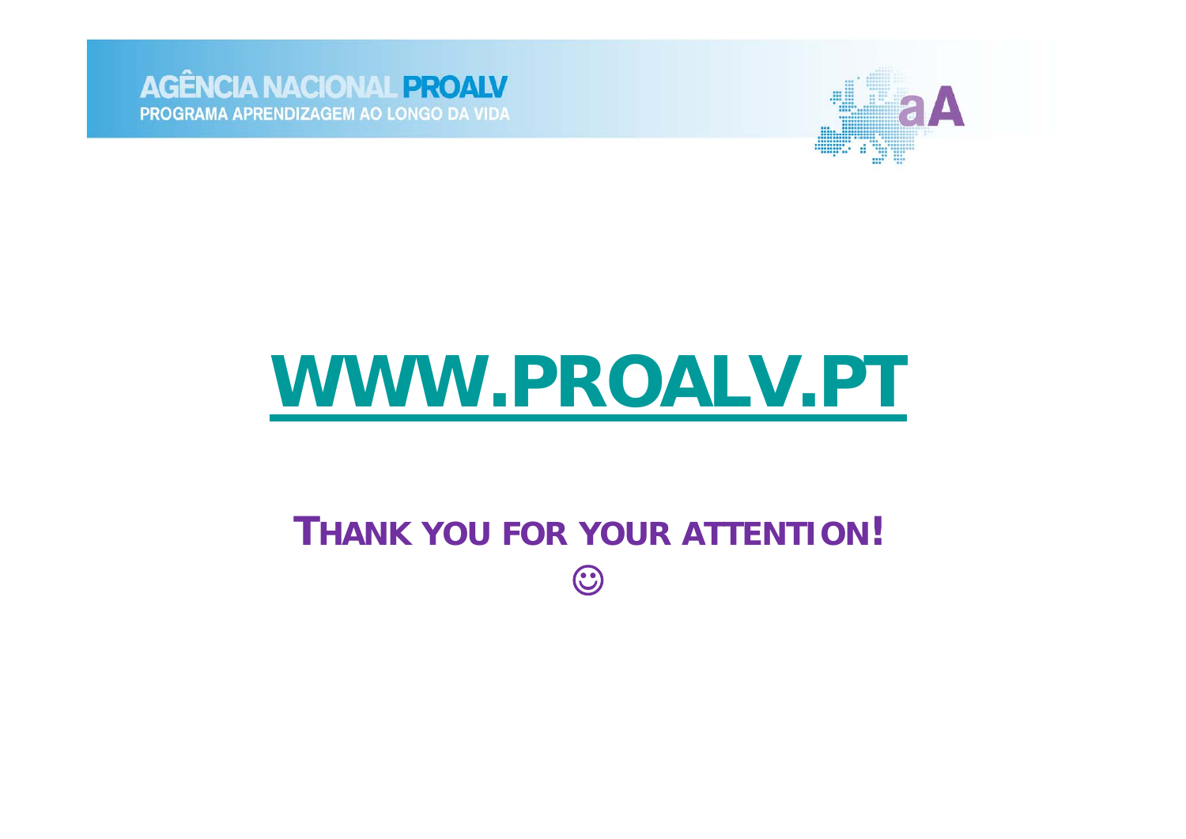AGÊNCIA NACIONAL PROALV

PROGRAMA APRENDIZAGEM AO LONGO DA VIDA

# WWW.PROALV.PT

**THANK YOU FOR YOUR ATTENTION!**

☺